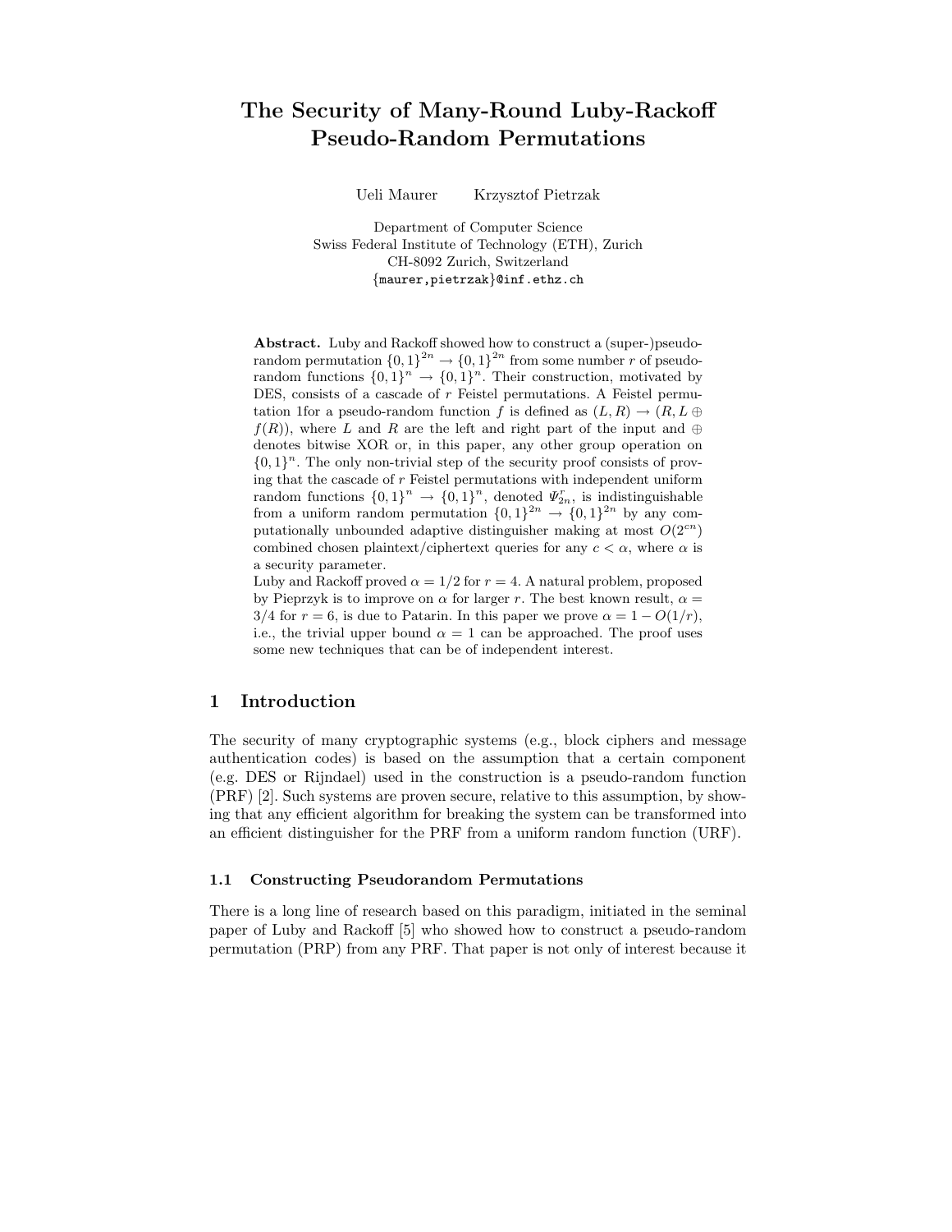# The Security of Many-Round Luby-Rackoff Pseudo-Random Permutations

Ueli Maurer Krzysztof Pietrzak

Department of Computer Science
Swiss Federal Institute of Technology (ETH), Zurich
CH-8092 Zurich, Switzerland
{maurer,pietrzak}@inf.ethz.ch

**Abstract.** Luby and Rackoff showed how to construct a (super-)pseudo-random permutation $\{0,1\}^{2n} \to \{0,1\}^{2n}$ from some number $r$ of pseudo-random functions $\{0,1\}^n \to \{0,1\}^n$. Their construction, motivated by DES, consists of a cascade of $r$ Feistel permutations. A Feistel permutation 1for a pseudo-random function $f$ is defined as $(L, R) \to (R, L \oplus f(R))$, where $L$ and $R$ are the left and right part of the input and $\oplus$ denotes bitwise XOR or, in this paper, any other group operation on $\{0,1\}^n$. The only non-trivial step of the security proof consists of proving that the cascade of $r$ Feistel permutations with independent uniform random functions $\{0,1\}^n \to \{0,1\}^n$, denoted $\Psi^r_{2n}$, is indistinguishable from a uniform random permutation $\{0,1\}^{2n} \to \{0,1\}^{2n}$ by any computationally unbounded adaptive distinguisher making at most $O(2^{cn})$ combined chosen plaintext/ciphertext queries for any $c < \alpha$, where $\alpha$ is a security parameter.
Luby and Rackoff proved $\alpha = 1/2$ for $r = 4$. A natural problem, proposed by Pieprzyk is to improve on $\alpha$ for larger $r$. The best known result, $\alpha = 3/4$ for $r = 6$, is due to Patarin. In this paper we prove $\alpha = 1 - O(1/r)$, i.e., the trivial upper bound $\alpha = 1$ can be approached. The proof uses some new techniques that can be of independent interest.

## 1 Introduction

The security of many cryptographic systems (e.g., block ciphers and message authentication codes) is based on the assumption that a certain component (e.g. DES or Rijndael) used in the construction is a pseudo-random function (PRF) [2]. Such systems are proven secure, relative to this assumption, by showing that any efficient algorithm for breaking the system can be transformed into an efficient distinguisher for the PRF from a uniform random function (URF).

### 1.1 Constructing Pseudorandom Permutations

There is a long line of research based on this paradigm, initiated in the seminal paper of Luby and Rackoff [5] who showed how to construct a pseudo-random permutation (PRP) from any PRF. That paper is not only of interest because it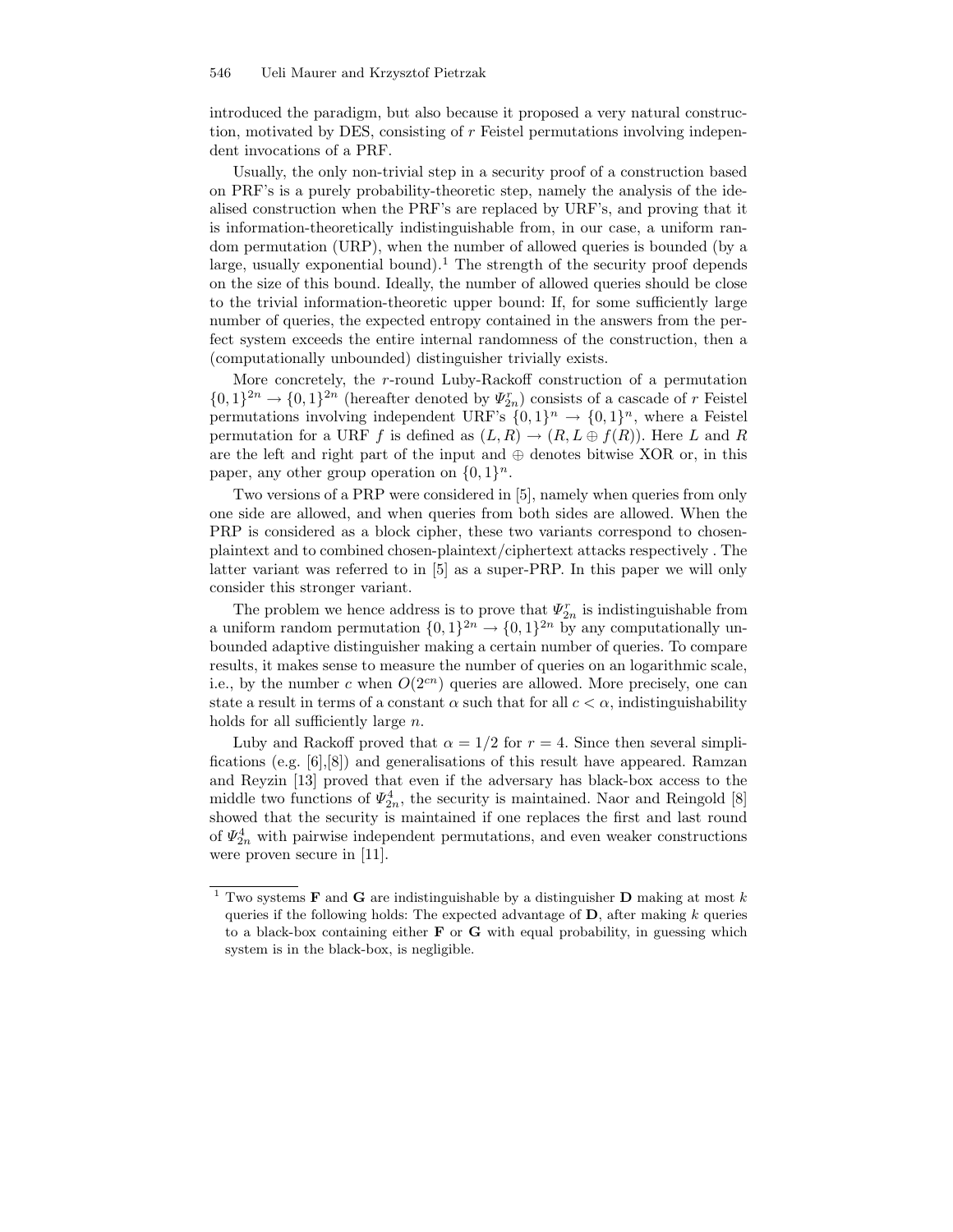introduced the paradigm, but also because it proposed a very natural construction, motivated by DES, consisting of $r$ Feistel permutations involving independent invocations of a PRF.

Usually, the only non-trivial step in a security proof of a construction based on PRF's is a purely probability-theoretic step, namely the analysis of the idealised construction when the PRF's are replaced by URF's, and proving that it is information-theoretically indistinguishable from, in our case, a uniform random permutation (URP), when the number of allowed queries is bounded (by a large, usually exponential bound).[1] The strength of the security proof depends on the size of this bound. Ideally, the number of allowed queries should be close to the trivial information-theoretic upper bound: If, for some sufficiently large number of queries, the expected entropy contained in the answers from the perfect system exceeds the entire internal randomness of the construction, then a (computationally unbounded) distinguisher trivially exists.

More concretely, the $r$-round Luby-Rackoff construction of a permutation $\{0,1\}^{2n} \to \{0,1\}^{2n}$ (hereafter denoted by $\Psi_{2n}^r$) consists of a cascade of $r$ Feistel permutations involving independent URF's $\{0,1\}^n \to \{0,1\}^n$, where a Feistel permutation for a URF $f$ is defined as $(L, R) \to (R, L \oplus f(R))$. Here $L$ and $R$ are the left and right part of the input and $\oplus$ denotes bitwise XOR or, in this paper, any other group operation on $\{0,1\}^n$.

Two versions of a PRP were considered in [5], namely when queries from only one side are allowed, and when queries from both sides are allowed. When the PRP is considered as a block cipher, these two variants correspond to chosen-plaintext and to combined chosen-plaintext/ciphertext attacks respectively . The latter variant was referred to in [5] as a super-PRP. In this paper we will only consider this stronger variant.

The problem we hence address is to prove that $\Psi_{2n}^r$ is indistinguishable from a uniform random permutation $\{0,1\}^{2n} \to \{0,1\}^{2n}$ by any computationally unbounded adaptive distinguisher making a certain number of queries. To compare results, it makes sense to measure the number of queries on an logarithmic scale, i.e., by the number $c$ when $O(2^{cn})$ queries are allowed. More precisely, one can state a result in terms of a constant $\alpha$ such that for all $c < \alpha$, indistinguishability holds for all sufficiently large $n$.

Luby and Rackoff proved that $\alpha = 1/2$ for $r = 4$. Since then several simplifications (e.g. [6],[8]) and generalisations of this result have appeared. Ramzan and Reyzin [13] proved that even if the adversary has black-box access to the middle two functions of $\Psi_{2n}^4$, the security is maintained. Naor and Reingold [8] showed that the security is maintained if one replaces the first and last round of $\Psi_{2n}^4$ with pairwise independent permutations, and even weaker constructions were proven secure in [11].

---

[1] Two systems **F** and **G** are indistinguishable by a distinguisher **D** making at most $k$ queries if the following holds: The expected advantage of **D**, after making $k$ queries to a black-box containing either **F** or **G** with equal probability, in guessing which system is in the black-box, is negligible.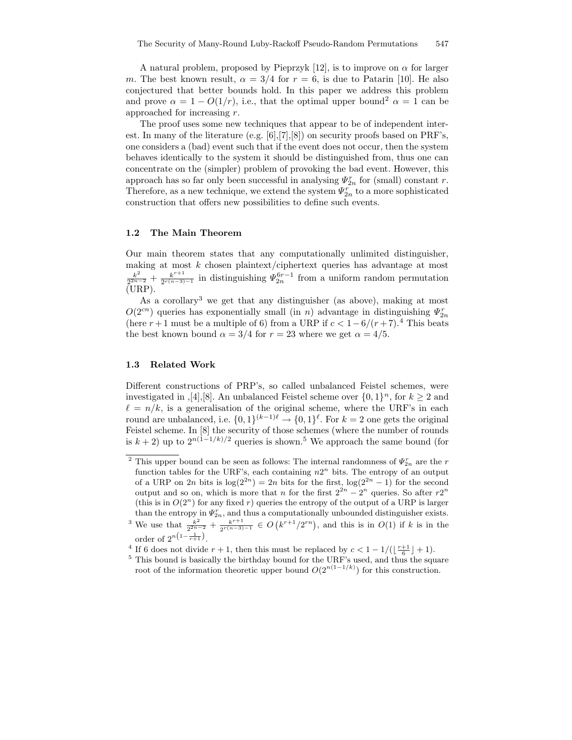A natural problem, proposed by Pieprzyk [12], is to improve on $\alpha$ for larger $m$. The best known result, $\alpha = 3/4$ for $r = 6$, is due to Patarin [10]. He also conjectured that better bounds hold. In this paper we address this problem and prove $\alpha = 1 - O(1/r)$, i.e., that the optimal upper bound[2] $\alpha = 1$ can be approached for increasing $r$.

The proof uses some new techniques that appear to be of independent interest. In many of the literature (e.g. [6],[7],[8]) on security proofs based on PRF's, one considers a (bad) event such that if the event does not occur, then the system behaves identically to the system it should be distinguished from, thus one can concentrate on the (simpler) problem of provoking the bad event. However, this approach has so far only been successful in analysing $\Psi_{2n}^r$ for (small) constant $r$. Therefore, as a new technique, we extend the system $\Psi_{2n}^r$ to a more sophisticated construction that offers new possibilities to define such events.

### 1.2 The Main Theorem

Our main theorem states that any computationally unlimited distinguisher, making at most $k$ chosen plaintext/ciphertext queries has advantage at most $\frac{k^2}{2^{2n-2}} + \frac{k^{r+1}}{2^{r(n-3)-1}}$ in distinguishing $\Psi_{2n}^{6r-1}$ from a uniform random permutation (URP).

As a corollary[3] we get that any distinguisher (as above), making at most $O(2^{cn})$ queries has exponentially small (in $n$) advantage in distinguishing $\Psi_{2n}^r$ (here $r+1$ must be a multiple of 6) from a URP if $c < 1 - 6/(r+7)$.[4] This beats the best known bound $\alpha = 3/4$ for $r = 23$ where we get $\alpha = 4/5$.

### 1.3 Related Work

Different constructions of PRP's, so called unbalanced Feistel schemes, were investigated in ,[4],[8]. An unbalanced Feistel scheme over $\{0,1\}^n$, for $k \geq 2$ and $\ell = n/k$, is a generalisation of the original scheme, where the URF's in each round are unbalanced, i.e. $\{0,1\}^{(k-1)\ell} \to \{0,1\}^{\ell}$. For $k = 2$ one gets the original Feistel scheme. In [8] the security of those schemes (where the number of rounds is $k+2$) up to $2^{n(1-1/k)/2}$ queries is shown.[5] We approach the same bound (for

---

[2] This upper bound can be seen as follows: The internal randomness of $\Psi_{2n}^r$ are the $r$ function tables for the URF's, each containing $n2^n$ bits. The entropy of an output of a URP on $2n$ bits is $\log(2^{2n}) = 2n$ bits for the first, $\log(2^{2n} - 1)$ for the second output and so on, which is more that $n$ for the first $2^{2n} - 2^n$ queries. So after $r2^n$ (this is in $O(2^n)$ for any fixed $r$) queries the entropy of the output of a URP is larger than the entropy in $\Psi_{2n}^r$, and thus a computationally unbounded distinguisher exists.

[3] We use that $\frac{k^2}{2^{2n-2}} + \frac{k^{r+1}}{2^{r(n-3)-1}} \in O\left(k^{r+1}/2^{rn}\right)$, and this is in $O(1)$ if $k$ is in the order of $2^{n\left(1-\frac{1}{r+1}\right)}$.

[4] If 6 does not divide $r+1$, then this must be replaced by $c < 1 - 1/(\lfloor \frac{r+1}{6} \rfloor + 1)$.

[5] This bound is basically the birthday bound for the URF's used, and thus the square root of the information theoretic upper bound $O(2^{n(1-1/k)})$ for this construction.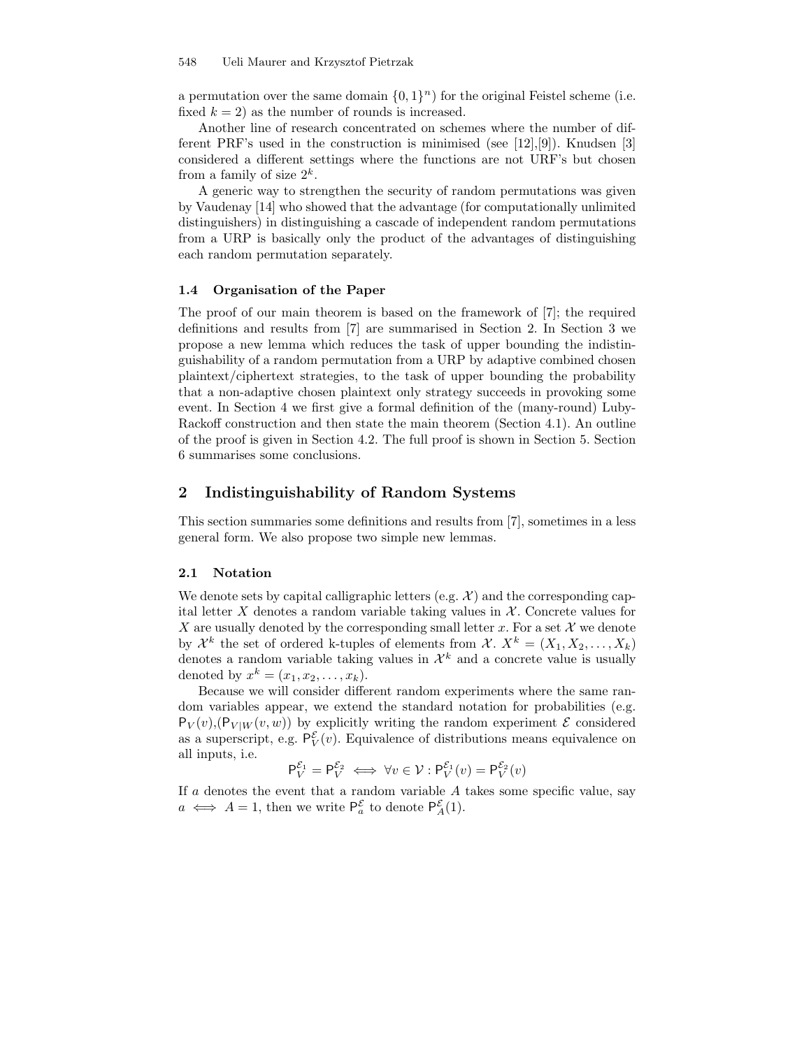a permutation over the same domain $\{0,1\}^n$) for the original Feistel scheme (i.e. fixed $k = 2$) as the number of rounds is increased.

Another line of research concentrated on schemes where the number of different PRF's used in the construction is minimised (see [12],[9]). Knudsen [3] considered a different settings where the functions are not URF's but chosen from a family of size $2^k$.

A generic way to strengthen the security of random permutations was given by Vaudenay [14] who showed that the advantage (for computationally unlimited distinguishers) in distinguishing a cascade of independent random permutations from a URP is basically only the product of the advantages of distinguishing each random permutation separately.

### 1.4 Organisation of the Paper

The proof of our main theorem is based on the framework of [7]; the required definitions and results from [7] are summarised in Section 2. In Section 3 we propose a new lemma which reduces the task of upper bounding the indistinguishability of a random permutation from a URP by adaptive combined chosen plaintext/ciphertext strategies, to the task of upper bounding the probability that a non-adaptive chosen plaintext only strategy succeeds in provoking some event. In Section 4 we first give a formal definition of the (many-round) Luby-Rackoff construction and then state the main theorem (Section 4.1). An outline of the proof is given in Section 4.2. The full proof is shown in Section 5. Section 6 summarises some conclusions.

## 2 Indistinguishability of Random Systems

This section summaries some definitions and results from [7], sometimes in a less general form. We also propose two simple new lemmas.

### 2.1 Notation

We denote sets by capital calligraphic letters (e.g. $\mathcal{X}$) and the corresponding capital letter $X$ denotes a random variable taking values in $\mathcal{X}$. Concrete values for $X$ are usually denoted by the corresponding small letter $x$. For a set $\mathcal{X}$ we denote by $\mathcal{X}^k$ the set of ordered k-tuples of elements from $\mathcal{X}$. $X^k = (X_1, X_2, \ldots, X_k)$ denotes a random variable taking values in $\mathcal{X}^k$ and a concrete value is usually denoted by $x^k = (x_1, x_2, \ldots, x_k)$.

Because we will consider different random experiments where the same random variables appear, we extend the standard notation for probabilities (e.g. $\mathsf{P}_V(v)$,($\mathsf{P}_{V|W}(v,w)$) by explicitly writing the random experiment $\mathcal{E}$ considered as a superscript, e.g. $\mathsf{P}_V^{\mathcal{E}}(v)$. Equivalence of distributions means equivalence on all inputs, i.e.

$$\mathsf{P}_V^{\mathcal{E}_1} = \mathsf{P}_V^{\mathcal{E}_2} \iff \forall v \in \mathcal{V} : \mathsf{P}_V^{\mathcal{E}_1}(v) = \mathsf{P}_V^{\mathcal{E}_2}(v)$$

If $a$ denotes the event that a random variable $A$ takes some specific value, say $a \iff A = 1$, then we write $\mathsf{P}_a^{\mathcal{E}}$ to denote $\mathsf{P}_A^{\mathcal{E}}(1)$.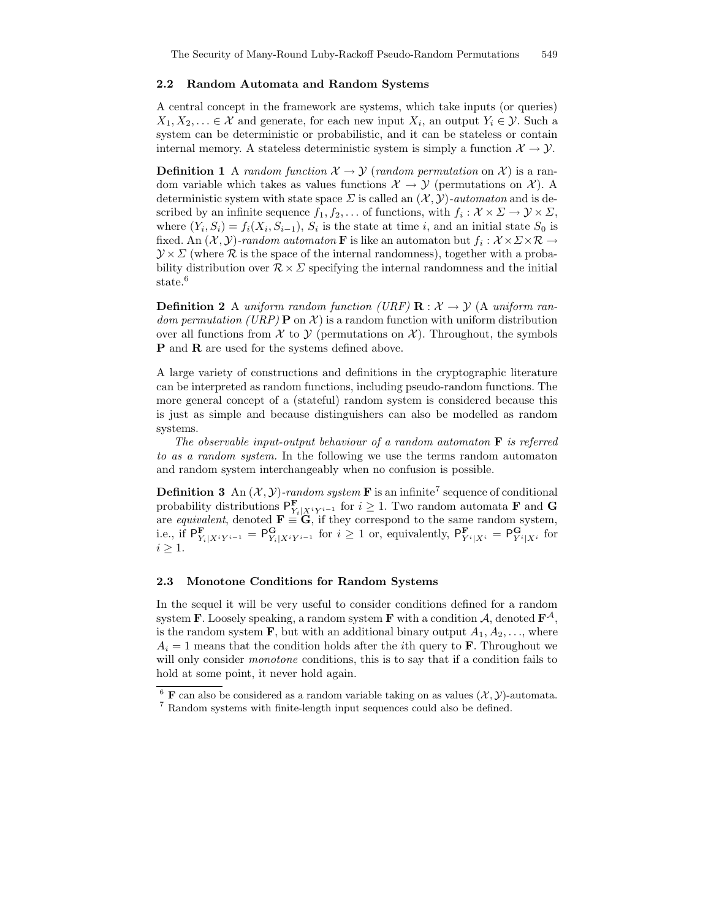### 2.2 Random Automata and Random Systems

A central concept in the framework are systems, which take inputs (or queries) $X_1, X_2, \ldots \in \mathcal{X}$ and generate, for each new input $X_i$, an output $Y_i \in \mathcal{Y}$. Such a system can be deterministic or probabilistic, and it can be stateless or contain internal memory. A stateless deterministic system is simply a function $\mathcal{X} \to \mathcal{Y}$.

**Definition 1** A *random function* $\mathcal{X} \to \mathcal{Y}$ (*random permutation* on $\mathcal{X}$) is a random variable which takes as values functions $\mathcal{X} \to \mathcal{Y}$ (permutations on $\mathcal{X}$). A deterministic system with state space $\Sigma$ is called an $(\mathcal{X}, \mathcal{Y})$-*automaton* and is described by an infinite sequence $f_1, f_2, \ldots$ of functions, with $f_i : \mathcal{X} \times \Sigma \to \mathcal{Y} \times \Sigma$, where $(Y_i, S_i) = f_i(X_i, S_{i-1})$, $S_i$ is the state at time $i$, and an initial state $S_0$ is fixed. An $(\mathcal{X}, \mathcal{Y})$-*random automaton* $\mathbf{F}$ is like an automaton but $f_i : \mathcal{X} \times \Sigma \times \mathcal{R} \to \mathcal{Y} \times \Sigma$ (where $\mathcal{R}$ is the space of the internal randomness), together with a probability distribution over $\mathcal{R} \times \Sigma$ specifying the internal randomness and the initial state.[6]

**Definition 2** A *uniform random function (URF)* $\mathbf{R} : \mathcal{X} \to \mathcal{Y}$ (A *uniform random permutation (URP)* $\mathbf{P}$ on $\mathcal{X}$) is a random function with uniform distribution over all functions from $\mathcal{X}$ to $\mathcal{Y}$ (permutations on $\mathcal{X}$). Throughout, the symbols $\mathbf{P}$ and $\mathbf{R}$ are used for the systems defined above.

A large variety of constructions and definitions in the cryptographic literature can be interpreted as random functions, including pseudo-random functions. The more general concept of a (stateful) random system is considered because this is just as simple and because distinguishers can also be modelled as random systems.

*The observable input-output behaviour of a random automaton* $\mathbf{F}$ *is referred to as a random system.* In the following we use the terms random automaton and random system interchangeably when no confusion is possible.

**Definition 3** An $(\mathcal{X}, \mathcal{Y})$-*random system* $\mathbf{F}$ is an infinite[7] sequence of conditional probability distributions $\mathsf{P}^{\mathbf{F}}_{Y_i|X^iY^{i-1}}$ for $i \geq 1$. Two random automata $\mathbf{F}$ and $\mathbf{G}$ are *equivalent*, denoted $\mathbf{F} \equiv \mathbf{G}$, if they correspond to the same random system, i.e., if $\mathsf{P}^{\mathbf{F}}_{Y_i|X^iY^{i-1}} = \mathsf{P}^{\mathbf{G}}_{Y_i|X^iY^{i-1}}$ for $i \geq 1$ or, equivalently, $\mathsf{P}^{\mathbf{F}}_{Y^i|X^i} = \mathsf{P}^{\mathbf{G}}_{Y^i|X^i}$ for $i \geq 1$.

### 2.3 Monotone Conditions for Random Systems

In the sequel it will be very useful to consider conditions defined for a random system $\mathbf{F}$. Loosely speaking, a random system $\mathbf{F}$ with a condition $\mathcal{A}$, denoted $\mathbf{F}^{\mathcal{A}}$, is the random system $\mathbf{F}$, but with an additional binary output $A_1, A_2, \ldots$, where $A_i = 1$ means that the condition holds after the $i$th query to $\mathbf{F}$. Throughout we will only consider *monotone* conditions, this is to say that if a condition fails to hold at some point, it never hold again.

---

[6] $\mathbf{F}$ can also be considered as a random variable taking on as values $(\mathcal{X}, \mathcal{Y})$-automata.

[7] Random systems with finite-length input sequences could also be defined.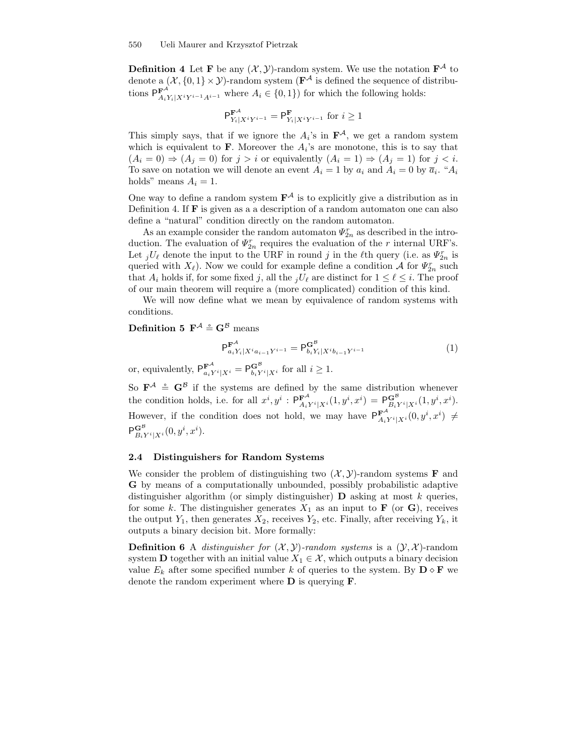**Definition 4** Let $\mathbf{F}$ be any $(\mathcal{X}, \mathcal{Y})$-random system. We use the notation $\mathbf{F}^{\mathcal{A}}$ to denote a $(\mathcal{X}, \{0,1\} \times \mathcal{Y})$-random system ($\mathbf{F}^{\mathcal{A}}$ is defined the sequence of distributions $\mathsf{P}^{\mathbf{F}^{\mathcal{A}}}_{A_i Y_i | X^i Y^{i-1} A^{i-1}}$ where $A_i \in \{0,1\}$) for which the following holds:

$$\mathsf{P}^{\mathbf{F}^{\mathcal{A}}}_{Y_i|X^iY^{i-1}} = \mathsf{P}^{\mathbf{F}}_{Y_i|X^iY^{i-1}} \text{ for } i \geq 1$$

This simply says, that if we ignore the $A_i$'s in $\mathbf{F}^{\mathcal{A}}$, we get a random system which is equivalent to $\mathbf{F}$. Moreover the $A_i$'s are monotone, this is to say that $(A_i = 0) \Rightarrow (A_j = 0)$ for $j > i$ or equivalently $(A_i = 1) \Rightarrow (A_j = 1)$ for $j < i$. To save on notation we will denote an event $A_i = 1$ by $a_i$ and $A_i = 0$ by $\overline{a}_i$. "$A_i$ holds" means $A_i = 1$.

One way to define a random system $\mathbf{F}^{\mathcal{A}}$ is to explicitly give a distribution as in Definition 4. If $\mathbf{F}$ is given as a a description of a random automaton one can also define a "natural" condition directly on the random automaton.

As an example consider the random automaton $\Psi^r_{2n}$ as described in the introduction. The evaluation of $\Psi^r_{2n}$ requires the evaluation of the $r$ internal URF's. Let ${}_jU_\ell$ denote the input to the URF in round $j$ in the $\ell$th query (i.e. as $\Psi^r_{2n}$ is queried with $X_\ell$). Now we could for example define a condition $\mathcal{A}$ for $\Psi^r_{2n}$ such that $A_i$ holds if, for some fixed $j$, all the ${}_jU_\ell$ are distinct for $1 \leq \ell \leq i$. The proof of our main theorem will require a (more complicated) condition of this kind.

We will now define what we mean by equivalence of random systems with conditions.

**Definition 5** $\mathbf{F}^{\mathcal{A}} \stackrel{\circ}{=} \mathbf{G}^{\mathcal{B}}$ means

$$\mathsf{P}^{\mathbf{F}^{\mathcal{A}}}_{a_i Y_i | X^i a_{i-1} Y^{i-1}} = \mathsf{P}^{\mathbf{G}^{\mathcal{B}}}_{b_i Y_i | X^i b_{i-1} Y^{i-1}} \tag{1}$$

or, equivalently, $\mathsf{P}^{\mathbf{F}^{\mathcal{A}}}_{a_i Y^i | X^i} = \mathsf{P}^{\mathbf{G}^{\mathcal{B}}}_{b_i Y^i | X^i}$ for all $i \geq 1$.

So $\mathbf{F}^{\mathcal{A}} \stackrel{\circ}{=} \mathbf{G}^{\mathcal{B}}$ if the systems are defined by the same distribution whenever the condition holds, i.e. for all $x^i, y^i$ : $\mathsf{P}^{\mathbf{F}^{\mathcal{A}}}_{A_i Y^i | X^i}(1, y^i, x^i) = \mathsf{P}^{\mathbf{G}^{\mathcal{B}}}_{B_i Y^i | X^i}(1, y^i, x^i)$. However, if the condition does not hold, we may have $\mathsf{P}^{\mathbf{F}^{\mathcal{A}}}_{A_i Y^i | X^i}(0, y^i, x^i) \neq \mathsf{P}^{\mathbf{G}^{\mathcal{B}}}_{B_i Y^i | X^i}(0, y^i, x^i)$.

### 2.4 Distinguishers for Random Systems

We consider the problem of distinguishing two $(\mathcal{X}, \mathcal{Y})$-random systems $\mathbf{F}$ and $\mathbf{G}$ by means of a computationally unbounded, possibly probabilistic adaptive distinguisher algorithm (or simply distinguisher) $\mathbf{D}$ asking at most $k$ queries, for some $k$. The distinguisher generates $X_1$ as an input to $\mathbf{F}$ (or $\mathbf{G}$), receives the output $Y_1$, then generates $X_2$, receives $Y_2$, etc. Finally, after receiving $Y_k$, it outputs a binary decision bit. More formally:

**Definition 6** A *distinguisher for $(\mathcal{X}, \mathcal{Y})$-random systems* is a $(\mathcal{Y}, \mathcal{X})$-random system $\mathbf{D}$ together with an initial value $X_1 \in \mathcal{X}$, which outputs a binary decision value $E_k$ after some specified number $k$ of queries to the system. By $\mathbf{D} \diamond \mathbf{F}$ we denote the random experiment where $\mathbf{D}$ is querying $\mathbf{F}$.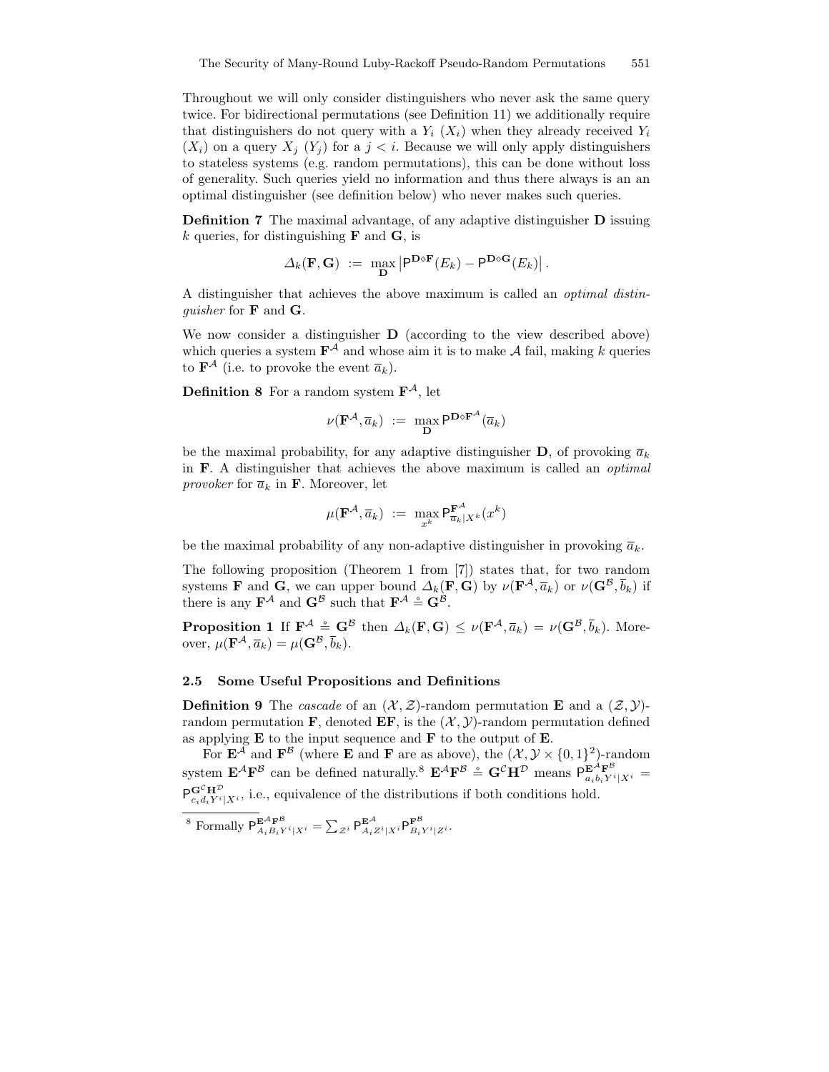Throughout we will only consider distinguishers who never ask the same query twice. For bidirectional permutations (see Definition 11) we additionally require that distinguishers do not query with a $Y_i$ ($X_i$) when they already received $Y_i$ ($X_i$) on a query $X_j$ ($Y_j$) for a $j < i$. Because we will only apply distinguishers to stateless systems (e.g. random permutations), this can be done without loss of generality. Such queries yield no information and thus there always is an an optimal distinguisher (see definition below) who never makes such queries.

**Definition 7** The maximal advantage, of any adaptive distinguisher $\mathbf{D}$ issuing $k$ queries, for distinguishing $\mathbf{F}$ and $\mathbf{G}$, is

$$\Delta_k(\mathbf{F}, \mathbf{G}) \;:=\; \max_{\mathbf{D}} \left| \mathsf{P}^{\mathbf{D} \diamond \mathbf{F}}(E_k) - \mathsf{P}^{\mathbf{D} \diamond \mathbf{G}}(E_k) \right|.$$

A distinguisher that achieves the above maximum is called an *optimal distinguisher* for $\mathbf{F}$ and $\mathbf{G}$.

We now consider a distinguisher $\mathbf{D}$ (according to the view described above) which queries a system $\mathbf{F}^{\mathcal{A}}$ and whose aim it is to make $\mathcal{A}$ fail, making $k$ queries to $\mathbf{F}^{\mathcal{A}}$ (i.e. to provoke the event $\overline{a}_k$).

**Definition 8** For a random system $\mathbf{F}^{\mathcal{A}}$, let

$$\nu(\mathbf{F}^{\mathcal{A}}, \overline{a}_k) \;:=\; \max_{\mathbf{D}} \mathsf{P}^{\mathbf{D} \diamond \mathbf{F}^{\mathcal{A}}}(\overline{a}_k)$$

be the maximal probability, for any adaptive distinguisher $\mathbf{D}$, of provoking $\overline{a}_k$ in $\mathbf{F}$. A distinguisher that achieves the above maximum is called an *optimal provoker* for $\overline{a}_k$ in $\mathbf{F}$. Moreover, let

$$\mu(\mathbf{F}^{\mathcal{A}}, \overline{a}_k) \;:=\; \max_{x^k} \mathsf{P}^{\mathbf{F}^{\mathcal{A}}}_{\overline{a}_k | X^k}(x^k)$$

be the maximal probability of any non-adaptive distinguisher in provoking $\overline{a}_k$.

The following proposition (Theorem 1 from [7]) states that, for two random systems $\mathbf{F}$ and $\mathbf{G}$, we can upper bound $\Delta_k(\mathbf{F}, \mathbf{G})$ by $\nu(\mathbf{F}^{\mathcal{A}}, \overline{a}_k)$ or $\nu(\mathbf{G}^{\mathcal{B}}, \overline{b}_k)$ if there is any $\mathbf{F}^{\mathcal{A}}$ and $\mathbf{G}^{\mathcal{B}}$ such that $\mathbf{F}^{\mathcal{A}} \stackrel{\circ}{=} \mathbf{G}^{\mathcal{B}}$.

**Proposition 1** If $\mathbf{F}^{\mathcal{A}} \stackrel{\circ}{=} \mathbf{G}^{\mathcal{B}}$ then $\Delta_k(\mathbf{F}, \mathbf{G}) \leq \nu(\mathbf{F}^{\mathcal{A}}, \overline{a}_k) = \nu(\mathbf{G}^{\mathcal{B}}, \overline{b}_k)$. Moreover, $\mu(\mathbf{F}^{\mathcal{A}}, \overline{a}_k) = \mu(\mathbf{G}^{\mathcal{B}}, \overline{b}_k)$.

### 2.5 Some Useful Propositions and Definitions

**Definition 9** The *cascade* of an $(\mathcal{X}, \mathcal{Z})$-random permutation $\mathbf{E}$ and a $(\mathcal{Z}, \mathcal{Y})$-random permutation $\mathbf{F}$, denoted $\mathbf{EF}$, is the $(\mathcal{X}, \mathcal{Y})$-random permutation defined as applying $\mathbf{E}$ to the input sequence and $\mathbf{F}$ to the output of $\mathbf{E}$.

For $\mathbf{E}^{\mathcal{A}}$ and $\mathbf{F}^{\mathcal{B}}$ (where $\mathbf{E}$ and $\mathbf{F}$ are as above), the $(\mathcal{X}, \mathcal{Y} \times \{0,1\}^2)$-random system $\mathbf{E}^{\mathcal{A}}\mathbf{F}^{\mathcal{B}}$ can be defined naturally.[8] $\mathbf{E}^{\mathcal{A}}\mathbf{F}^{\mathcal{B}} \stackrel{\circ}{=} \mathbf{G}^{\mathcal{C}}\mathbf{H}^{\mathcal{D}}$ means $\mathsf{P}^{\mathbf{E}^{\mathcal{A}}\mathbf{F}^{\mathcal{B}}}_{a_i b_i Y^i | X^i} = \mathsf{P}^{\mathbf{G}^{\mathcal{C}}\mathbf{H}^{\mathcal{D}}}_{c_i d_i Y^i | X^i}$, i.e., equivalence of the distributions if both conditions hold.

---

[8] Formally $\mathsf{P}^{\mathbf{E}^{\mathcal{A}}\mathbf{F}^{\mathcal{B}}}_{A_i B_i Y^i | X^i} = \sum_{\mathcal{Z}^i} \mathsf{P}^{\mathbf{E}^{\mathcal{A}}}_{A_i Z^i | X^i} \mathsf{P}^{\mathbf{F}^{\mathcal{B}}}_{B_i Y^i | Z^i}$.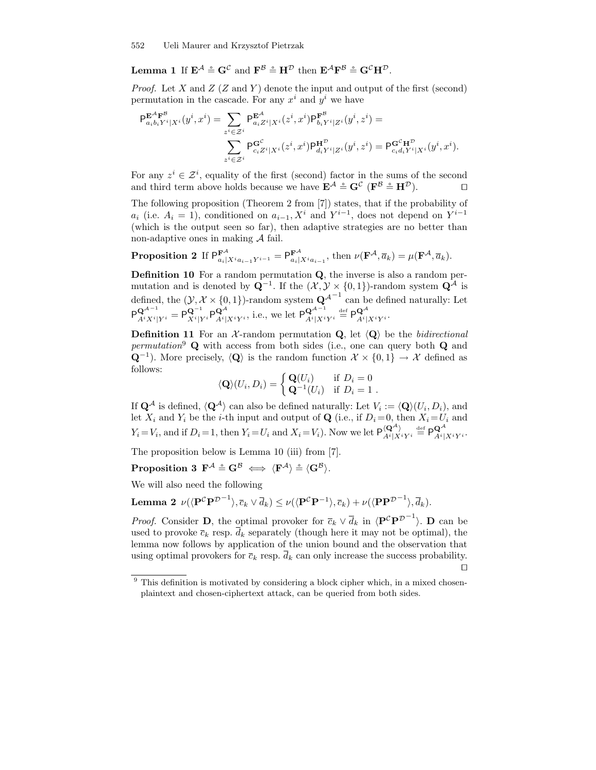**Lemma 1** If $\mathbf{E}^{\mathcal{A}} \stackrel{\circ}{\equiv} \mathbf{G}^{\mathcal{C}}$ and $\mathbf{F}^{\mathcal{B}} \stackrel{\circ}{\equiv} \mathbf{H}^{\mathcal{D}}$ then $\mathbf{E}^{\mathcal{A}}\mathbf{F}^{\mathcal{B}} \stackrel{\circ}{\equiv} \mathbf{G}^{\mathcal{C}}\mathbf{H}^{\mathcal{D}}$.

*Proof.* Let $X$ and $Z$ ($Z$ and $Y$) denote the input and output of the first (second) permutation in the cascade. For any $x^i$ and $y^i$ we have

$$\begin{aligned}
\mathsf{P}^{\mathbf{E}^{\mathcal{A}}\mathbf{F}^{\mathcal{B}}}_{a_i b_i Y^i|X^i}(y^i, x^i) = \sum_{z^i \in \mathcal{Z}^i} \mathsf{P}^{\mathbf{E}^{\mathcal{A}}}_{a_i Z^i|X^i}(z^i, x^i)\mathsf{P}^{\mathbf{F}^{\mathcal{B}}}_{b_i Y^i|Z^i}(y^i, z^i) = \\
\sum_{z^i \in \mathcal{Z}^i} \mathsf{P}^{\mathbf{G}^{\mathcal{C}}}_{c_i Z^i|X^i}(z^i, x^i)\mathsf{P}^{\mathbf{H}^{\mathcal{D}}}_{d_i Y^i|Z^i}(y^i, z^i) = \mathsf{P}^{\mathbf{G}^{\mathcal{C}}\mathbf{H}^{\mathcal{D}}}_{c_i d_i Y^i|X^i}(y^i, x^i).
\end{aligned}$$

For any $z^i \in \mathcal{Z}^i$, equality of the first (second) factor in the sums of the second and third term above holds because we have $\mathbf{E}^{\mathcal{A}} \stackrel{\circ}{\equiv} \mathbf{G}^{\mathcal{C}}$ ($\mathbf{F}^{\mathcal{B}} \stackrel{\circ}{\equiv} \mathbf{H}^{\mathcal{D}}$). $\square$

The following proposition (Theorem 2 from [7]) states, that if the probability of $a_i$ (i.e. $A_i = 1$), conditioned on $a_{i-1}, X^i$ and $Y^{i-1}$, does not depend on $Y^{i-1}$ (which is the output seen so far), then adaptive strategies are no better than non-adaptive ones in making $\mathcal{A}$ fail.

**Proposition 2** If $\mathsf{P}^{\mathbf{F}^{\mathcal{A}}}_{a_i|X^i a_{i-1} Y^{i-1}} = \mathsf{P}^{\mathbf{F}^{\mathcal{A}}}_{a_i|X^i a_{i-1}}$, then $\nu(\mathbf{F}^{\mathcal{A}}, \overline{a}_k) = \mu(\mathbf{F}^{\mathcal{A}}, \overline{a}_k)$.

**Definition 10** For a random permutation $\mathbf{Q}$, the inverse is also a random permutation and is denoted by $\mathbf{Q}^{-1}$. If the $(\mathcal{X}, \mathcal{Y} \times \{0,1\})$-random system $\mathbf{Q}^{\mathcal{A}}$ is defined, the $(\mathcal{Y}, \mathcal{X} \times \{0,1\})$-random system $\mathbf{Q}^{\mathcal{A}^{-1}}$ can be defined naturally: Let $\mathsf{P}^{\mathbf{Q}^{\mathcal{A}^{-1}}}_{A^i X^i|Y^i} = \mathsf{P}^{\mathbf{Q}^{-1}}_{X^i|Y^i}\mathsf{P}^{\mathbf{Q}^{\mathcal{A}}}_{A^i|X^i Y^i}$, i.e., we let $\mathsf{P}^{\mathbf{Q}^{\mathcal{A}^{-1}}}_{A^i|X^i Y^i} \stackrel{\text{def}}{=} \mathsf{P}^{\mathbf{Q}^{\mathcal{A}}}_{A^i|X^i Y^i}$.

**Definition 11** For an $\mathcal{X}$-random permutation $\mathbf{Q}$, let $\langle \mathbf{Q} \rangle$ be the *bidirectional permutation*[9] $\mathbf{Q}$ with access from both sides (i.e., one can query both $\mathbf{Q}$ and $\mathbf{Q}^{-1}$). More precisely, $\langle \mathbf{Q} \rangle$ is the random function $\mathcal{X} \times \{0,1\} \to \mathcal{X}$ defined as follows:

$$\langle \mathbf{Q} \rangle(U_i, D_i) = \begin{cases} \mathbf{Q}(U_i) & \text{if } D_i = 0 \\ \mathbf{Q}^{-1}(U_i) & \text{if } D_i = 1 \ . \end{cases}$$

If $\mathbf{Q}^{\mathcal{A}}$ is defined, $\langle \mathbf{Q}^{\mathcal{A}} \rangle$ can also be defined naturally: Let $V_i := \langle \mathbf{Q} \rangle(U_i, D_i)$, and let $X_i$ and $Y_i$ be the $i$-th input and output of $\mathbf{Q}$ (i.e., if $D_i = 0$, then $X_i = U_i$ and $Y_i = V_i$, and if $D_i = 1$, then $Y_i = U_i$ and $X_i = V_i$). Now we let $\mathsf{P}^{\langle \mathbf{Q}^{\mathcal{A}} \rangle}_{A^i|X^i Y^i} \stackrel{\text{def}}{=} \mathsf{P}^{\mathbf{Q}^{\mathcal{A}}}_{A^i|X^i Y^i}$.

The proposition below is Lemma 10 (iii) from [7].

**Proposition 3** $\mathbf{F}^{\mathcal{A}} \stackrel{\circ}{\equiv} \mathbf{G}^{\mathcal{B}} \iff \langle \mathbf{F}^{\mathcal{A}} \rangle \stackrel{\circ}{\equiv} \langle \mathbf{G}^{\mathcal{B}} \rangle$.

We will also need the following

**Lemma 2** $\nu(\langle \mathbf{P}^{\mathcal{C}}\mathbf{P}^{\mathcal{D}^{-1}} \rangle, \overline{c}_k \vee \overline{d}_k) \leq \nu(\langle \mathbf{P}^{\mathcal{C}}\mathbf{P}^{-1} \rangle, \overline{c}_k) + \nu(\langle \mathbf{P}\mathbf{P}^{\mathcal{D}^{-1}} \rangle, \overline{d}_k)$.

*Proof.* Consider $\mathbf{D}$, the optimal provoker for $\overline{c}_k \vee \overline{d}_k$ in $\langle \mathbf{P}^{\mathcal{C}}\mathbf{P}^{\mathcal{D}^{-1}} \rangle$. $\mathbf{D}$ can be used to provoke $\overline{c}_k$ resp. $\overline{d}_k$ separately (though here it may not be optimal), the lemma now follows by application of the union bound and the observation that using optimal provokers for $\overline{c}_k$ resp. $\overline{d}_k$ can only increase the success probability. $\square$

---

[9] This definition is motivated by considering a block cipher which, in a mixed chosen-plaintext and chosen-ciphertext attack, can be queried from both sides.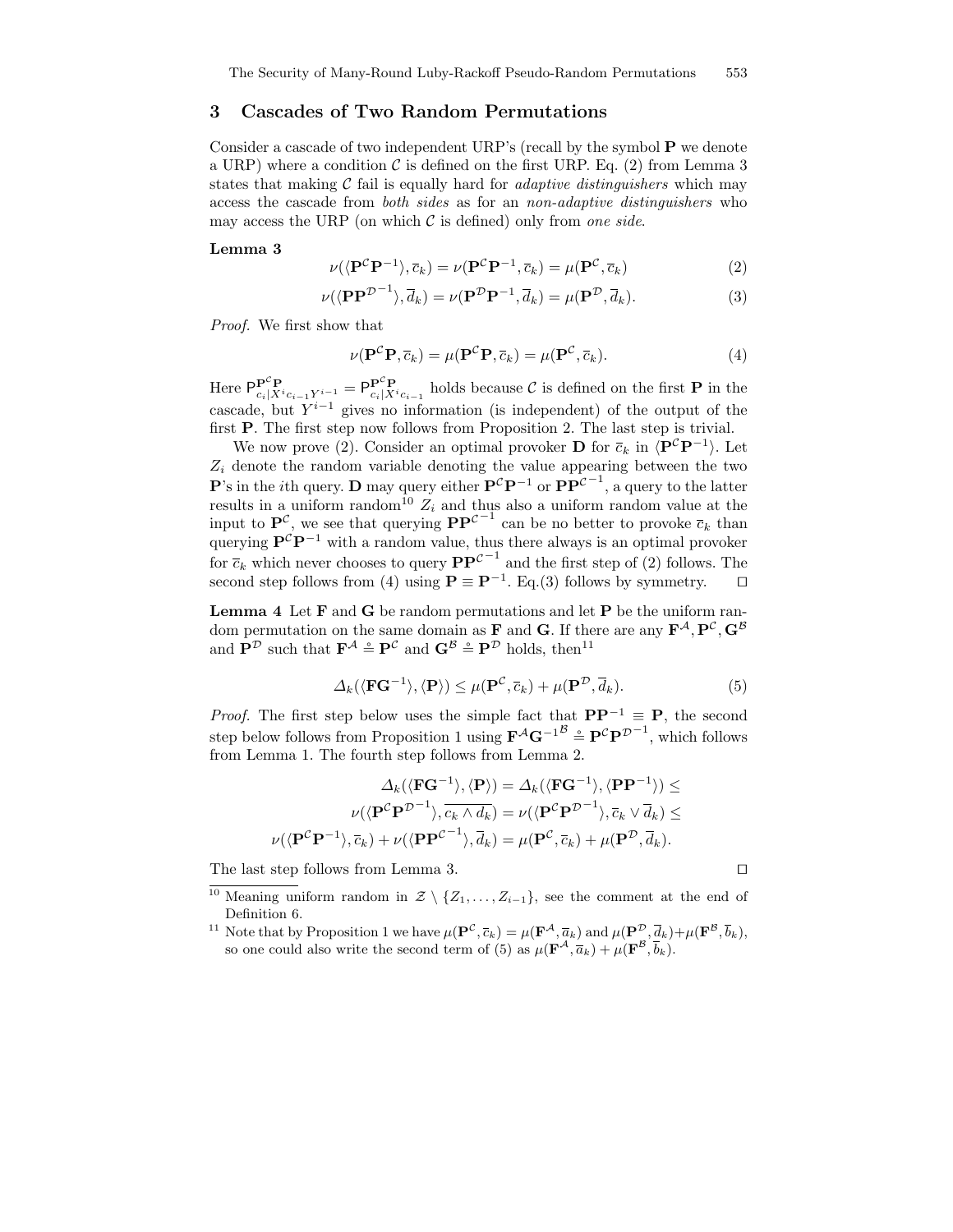## 3 Cascades of Two Random Permutations

Consider a cascade of two independent URP's (recall by the symbol $\mathbf{P}$ we denote a URP) where a condition $\mathcal{C}$ is defined on the first URP. Eq. (2) from Lemma 3 states that making $\mathcal{C}$ fail is equally hard for *adaptive distinguishers* which may access the cascade from *both sides* as for an *non-adaptive distinguishers* who may access the URP (on which $\mathcal{C}$ is defined) only from *one side*.

**Lemma 3**

$$\nu(\langle \mathbf{P}^{\mathcal{C}}\mathbf{P}^{-1}\rangle, \overline{c}_k) = \nu(\mathbf{P}^{\mathcal{C}}\mathbf{P}^{-1}, \overline{c}_k) = \mu(\mathbf{P}^{\mathcal{C}}, \overline{c}_k) \tag{2}$$

$$\nu(\langle \mathbf{P}\mathbf{P}^{\mathcal{D}^{-1}}\rangle, \overline{d}_k) = \nu(\mathbf{P}^{\mathcal{D}}\mathbf{P}^{-1}, \overline{d}_k) = \mu(\mathbf{P}^{\mathcal{D}}, \overline{d}_k). \tag{3}$$

*Proof.* We first show that

$$\nu(\mathbf{P}^{\mathcal{C}}\mathbf{P}, \overline{c}_k) = \mu(\mathbf{P}^{\mathcal{C}}\mathbf{P}, \overline{c}_k) = \mu(\mathbf{P}^{\mathcal{C}}, \overline{c}_k). \tag{4}$$

Here $\mathsf{P}^{\mathbf{P}^{\mathcal{C}}\mathbf{P}}_{c_i|X^i c_{i-1} Y^{i-1}} = \mathsf{P}^{\mathbf{P}^{\mathcal{C}}\mathbf{P}}_{c_i|X^i c_{i-1}}$ holds because $\mathcal{C}$ is defined on the first $\mathbf{P}$ in the cascade, but $Y^{i-1}$ gives no information (is independent) of the output of the first $\mathbf{P}$. The first step now follows from Proposition 2. The last step is trivial.

We now prove (2). Consider an optimal provoker $\mathbf{D}$ for $\overline{c}_k$ in $\langle \mathbf{P}^{\mathcal{C}}\mathbf{P}^{-1}\rangle$. Let $Z_i$ denote the random variable denoting the value appearing between the two $\mathbf{P}$'s in the $i$th query. $\mathbf{D}$ may query either $\mathbf{P}^{\mathcal{C}}\mathbf{P}^{-1}$ or $\mathbf{P}\mathbf{P}^{\mathcal{C}^{-1}}$, a query to the latter results in a uniform random[10] $Z_i$ and thus also a uniform random value at the input to $\mathbf{P}^{\mathcal{C}}$, we see that querying $\mathbf{P}\mathbf{P}^{\mathcal{C}^{-1}}$ can be no better to provoke $\overline{c}_k$ than querying $\mathbf{P}^{\mathcal{C}}\mathbf{P}^{-1}$ with a random value, thus there always is an optimal provoker for $\overline{c}_k$ which never chooses to query $\mathbf{P}\mathbf{P}^{\mathcal{C}^{-1}}$ and the first step of (2) follows. The second step follows from (4) using $\mathbf{P} \equiv \mathbf{P}^{-1}$. Eq.(3) follows by symmetry. □

**Lemma 4** Let $\mathbf{F}$ and $\mathbf{G}$ be random permutations and let $\mathbf{P}$ be the uniform random permutation on the same domain as $\mathbf{F}$ and $\mathbf{G}$. If there are any $\mathbf{F}^{\mathcal{A}}, \mathbf{P}^{\mathcal{C}}, \mathbf{G}^{\mathcal{B}}$ and $\mathbf{P}^{\mathcal{D}}$ such that $\mathbf{F}^{\mathcal{A}} \overset{\circ}{=} \mathbf{P}^{\mathcal{C}}$ and $\mathbf{G}^{\mathcal{B}} \overset{\circ}{=} \mathbf{P}^{\mathcal{D}}$ holds, then[11]

$$\Delta_k(\langle \mathbf{F}\mathbf{G}^{-1}\rangle, \langle \mathbf{P}\rangle) \leq \mu(\mathbf{P}^{\mathcal{C}}, \overline{c}_k) + \mu(\mathbf{P}^{\mathcal{D}}, \overline{d}_k). \tag{5}$$

*Proof.* The first step below uses the simple fact that $\mathbf{P}\mathbf{P}^{-1} \equiv \mathbf{P}$, the second step below follows from Proposition 1 using $\mathbf{F}^{\mathcal{A}}\mathbf{G}^{-1^{\mathcal{B}}} \overset{\circ}{=} \mathbf{P}^{\mathcal{C}}\mathbf{P}^{\mathcal{D}^{-1}}$, which follows from Lemma 1. The fourth step follows from Lemma 2.

$$\begin{aligned}
\Delta_k(\langle \mathbf{F}\mathbf{G}^{-1}\rangle, \langle \mathbf{P}\rangle) = \Delta_k(\langle \mathbf{F}\mathbf{G}^{-1}\rangle, \langle \mathbf{P}\mathbf{P}^{-1}\rangle) \leq \\
\nu(\langle \mathbf{P}^{\mathcal{C}}\mathbf{P}^{\mathcal{D}^{-1}}\rangle, \overline{c_k \wedge d_k}) = \nu(\langle \mathbf{P}^{\mathcal{C}}\mathbf{P}^{\mathcal{D}^{-1}}\rangle, \overline{c}_k \vee \overline{d}_k) \leq \\
\nu(\langle \mathbf{P}^{\mathcal{C}}\mathbf{P}^{-1}\rangle, \overline{c}_k) + \nu(\langle \mathbf{P}\mathbf{P}^{\mathcal{C}^{-1}}\rangle, \overline{d}_k) = \mu(\mathbf{P}^{\mathcal{C}}, \overline{c}_k) + \mu(\mathbf{P}^{\mathcal{D}}, \overline{d}_k).
\end{aligned}$$

The last step follows from Lemma 3. □

---

[10] Meaning uniform random in $\mathcal{Z} \setminus \{Z_1, \ldots, Z_{i-1}\}$, see the comment at the end of Definition 6.

[11] Note that by Proposition 1 we have $\mu(\mathbf{P}^{\mathcal{C}}, \overline{c}_k) = \mu(\mathbf{F}^{\mathcal{A}}, \overline{a}_k)$ and $\mu(\mathbf{P}^{\mathcal{D}}, \overline{d}_k) + \mu(\mathbf{F}^{\mathcal{B}}, \overline{b}_k)$, so one could also write the second term of (5) as $\mu(\mathbf{F}^{\mathcal{A}}, \overline{a}_k) + \mu(\mathbf{F}^{\mathcal{B}}, \overline{b}_k)$.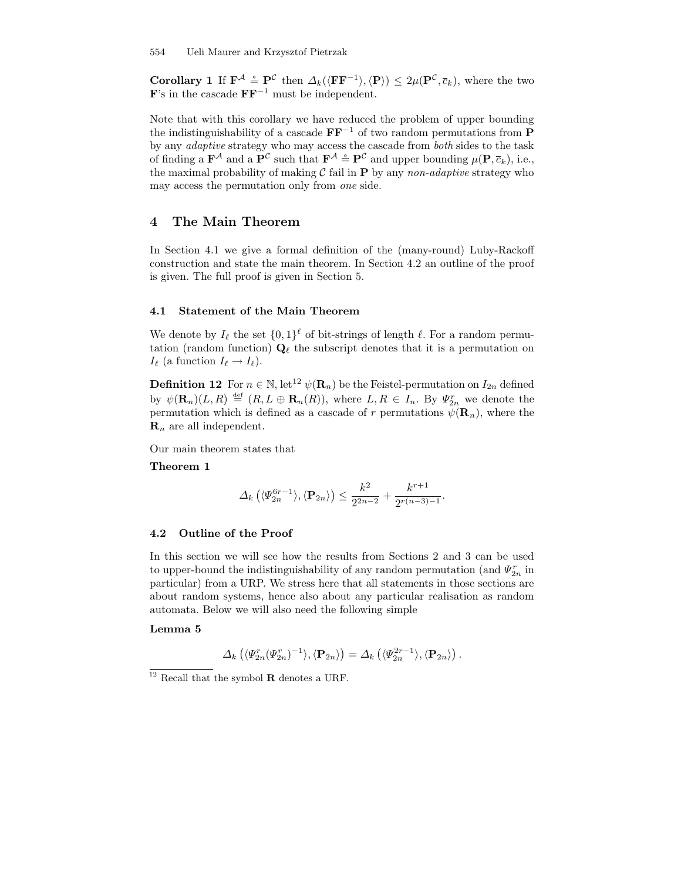**Corollary 1** If $\mathbf{F}^{\mathcal{A}} \overset{\circ}{\equiv} \mathbf{P}^{\mathcal{C}}$ then $\Delta_k(\langle \mathbf{F}\mathbf{F}^{-1}\rangle, \langle \mathbf{P}\rangle) \leq 2\mu(\mathbf{P}^{\mathcal{C}}, \overline{c}_k)$, where the two $\mathbf{F}$'s in the cascade $\mathbf{F}\mathbf{F}^{-1}$ must be independent.

Note that with this corollary we have reduced the problem of upper bounding the indistinguishability of a cascade $\mathbf{F}\mathbf{F}^{-1}$ of two random permutations from $\mathbf{P}$ by any *adaptive* strategy who may access the cascade from *both* sides to the task of finding a $\mathbf{F}^{\mathcal{A}}$ and a $\mathbf{P}^{\mathcal{C}}$ such that $\mathbf{F}^{\mathcal{A}} \overset{\circ}{\equiv} \mathbf{P}^{\mathcal{C}}$ and upper bounding $\mu(\mathbf{P}, \overline{c}_k)$, i.e., the maximal probability of making $\mathcal{C}$ fail in $\mathbf{P}$ by any *non-adaptive* strategy who may access the permutation only from *one* side.

## 4 The Main Theorem

In Section 4.1 we give a formal definition of the (many-round) Luby-Rackoff construction and state the main theorem. In Section 4.2 an outline of the proof is given. The full proof is given in Section 5.

### 4.1 Statement of the Main Theorem

We denote by $I_\ell$ the set $\{0,1\}^\ell$ of bit-strings of length $\ell$. For a random permutation (random function) $\mathbf{Q}_\ell$ the subscript denotes that it is a permutation on $I_\ell$ (a function $I_\ell \to I_\ell$).

**Definition 12** For $n \in \mathbb{N}$, let[12] $\psi(\mathbf{R}_n)$ be the Feistel-permutation on $I_{2n}$ defined by $\psi(\mathbf{R}_n)(L,R) \overset{\text{def}}{=} (R, L \oplus \mathbf{R}_n(R))$, where $L, R \in I_n$. By $\Psi^r_{2n}$ we denote the permutation which is defined as a cascade of $r$ permutations $\psi(\mathbf{R}_n)$, where the $\mathbf{R}_n$ are all independent.

Our main theorem states that

**Theorem 1**

$$\Delta_k\left(\langle \Psi^{6r-1}_{2n}\rangle, \langle \mathbf{P}_{2n}\rangle\right) \leq \frac{k^2}{2^{2n-2}} + \frac{k^{r+1}}{2^{r(n-3)-1}}.$$

### 4.2 Outline of the Proof

In this section we will see how the results from Sections 2 and 3 can be used to upper-bound the indistinguishability of any random permutation (and $\Psi^r_{2n}$ in particular) from a URP. We stress here that all statements in those sections are about random systems, hence also about any particular realisation as random automata. Below we will also need the following simple

**Lemma 5**

$$\Delta_k\left(\langle \Psi^r_{2n}(\Psi^r_{2n})^{-1}\rangle, \langle \mathbf{P}_{2n}\rangle\right) = \Delta_k\left(\langle \Psi^{2r-1}_{2n}\rangle, \langle \mathbf{P}_{2n}\rangle\right).$$

[12] Recall that the symbol $\mathbf{R}$ denotes a URF.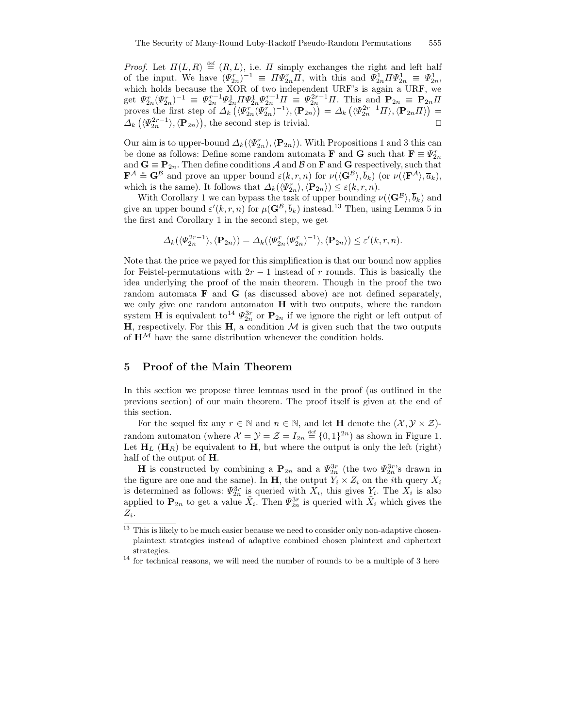*Proof.* Let $\Pi(L,R) \stackrel{\text{def}}{=} (R,L)$, i.e. $\Pi$ simply exchanges the right and left half of the input. We have $(\Psi_{2n}^r)^{-1} \equiv \Pi\Psi_{2n}^r\Pi$, with this and $\Psi_{2n}^1\Pi\Psi_{2n}^1 \equiv \Psi_{2n}^1$, which holds because the XOR of two independent URF's is again a URF, we get $\Psi_{2n}^r(\Psi_{2n}^r)^{-1} \equiv \Psi_{2n}^{r-1}\Psi_{2n}^1\Pi\Psi_{2n}^1\Psi_{2n}^{r-1}\Pi \equiv \Psi_{2n}^{2r-1}\Pi$. This and $\mathbf{P}_{2n} \equiv \mathbf{P}_{2n}\Pi$ proves the first step of $\Delta_k\left(\langle\Psi_{2n}^r(\Psi_{2n}^r)^{-1}\rangle, \langle\mathbf{P}_{2n}\rangle\right) = \Delta_k\left(\langle\Psi_{2n}^{2r-1}\Pi\rangle, \langle\mathbf{P}_{2n}\Pi\rangle\right) = \Delta_k\left(\langle\Psi_{2n}^{2r-1}\rangle, \langle\mathbf{P}_{2n}\rangle\right)$, the second step is trivial. $\square$

Our aim is to upper-bound $\Delta_k(\langle\Psi_{2n}^r\rangle, \langle\mathbf{P}_{2n}\rangle)$. With Propositions 1 and 3 this can be done as follows: Define some random automata $\mathbf{F}$ and $\mathbf{G}$ such that $\mathbf{F} \equiv \Psi_{2n}^r$ and $\mathbf{G} \equiv \mathbf{P}_{2n}$. Then define conditions $\mathcal{A}$ and $\mathcal{B}$ on $\mathbf{F}$ and $\mathbf{G}$ respectively, such that $\mathbf{F}^{\mathcal{A}} \mathrel{\dot{=}} \mathbf{G}^{\mathcal{B}}$ and prove an upper bound $\varepsilon(k,r,n)$ for $\nu(\langle\mathbf{G}^{\mathcal{B}}\rangle, \overline{b}_k)$ (or $\nu(\langle\mathbf{F}^{\mathcal{A}}\rangle, \overline{a}_k)$, which is the same). It follows that $\Delta_k(\langle\Psi_{2n}^r\rangle, \langle\mathbf{P}_{2n}\rangle) \leq \varepsilon(k,r,n)$.

With Corollary 1 we can bypass the task of upper bounding $\nu(\langle\mathbf{G}^{\mathcal{B}}\rangle, \overline{b}_k)$ and give an upper bound $\varepsilon'(k,r,n)$ for $\mu(\mathbf{G}^{\mathcal{B}}, \overline{b}_k)$ instead.[13] Then, using Lemma 5 in the first and Corollary 1 in the second step, we get

$$\Delta_k(\langle\Psi_{2n}^{2r-1}\rangle, \langle\mathbf{P}_{2n}\rangle) = \Delta_k(\langle\Psi_{2n}^r(\Psi_{2n}^r)^{-1}\rangle, \langle\mathbf{P}_{2n}\rangle) \leq \varepsilon'(k,r,n).$$

Note that the price we payed for this simplification is that our bound now applies for Feistel-permutations with $2r-1$ instead of $r$ rounds. This is basically the idea underlying the proof of the main theorem. Though in the proof the two random automata $\mathbf{F}$ and $\mathbf{G}$ (as discussed above) are not defined separately, we only give one random automaton $\mathbf{H}$ with two outputs, where the random system $\mathbf{H}$ is equivalent to[14] $\Psi_{2n}^{3r}$ or $\mathbf{P}_{2n}$ if we ignore the right or left output of $\mathbf{H}$, respectively. For this $\mathbf{H}$, a condition $\mathcal{M}$ is given such that the two outputs of $\mathbf{H}^{\mathcal{M}}$ have the same distribution whenever the condition holds.

## 5 Proof of the Main Theorem

In this section we propose three lemmas used in the proof (as outlined in the previous section) of our main theorem. The proof itself is given at the end of this section.

For the sequel fix any $r \in \mathbb{N}$ and $n \in \mathbb{N}$, and let $\mathbf{H}$ denote the $(\mathcal{X}, \mathcal{Y} \times \mathcal{Z})$-random automaton (where $\mathcal{X} = \mathcal{Y} = \mathcal{Z} = I_{2n} \stackrel{\text{def}}{=} \{0,1\}^{2n}$) as shown in Figure 1. Let $\mathbf{H}_L$ ($\mathbf{H}_R$) be equivalent to $\mathbf{H}$, but where the output is only the left (right) half of the output of $\mathbf{H}$.

$\mathbf{H}$ is constructed by combining a $\mathbf{P}_{2n}$ and a $\Psi_{2n}^{3r}$ (the two $\Psi_{2n}^{3r}$'s drawn in the figure are one and the same). In $\mathbf{H}$, the output $Y_i \times Z_i$ on the $i$th query $X_i$ is determined as follows: $\Psi_{2n}^{3r}$ is queried with $X_i$, this gives $Y_i$. The $X_i$ is also applied to $\mathbf{P}_{2n}$ to get a value $\tilde{X}_i$. Then $\Psi_{2n}^{3r}$ is queried with $\tilde{X}_i$ which gives the $Z_i$.

---

[13] This is likely to be much easier because we need to consider only non-adaptive chosen-plaintext strategies instead of adaptive combined chosen plaintext and ciphertext strategies.

[14] for technical reasons, we will need the number of rounds to be a multiple of 3 here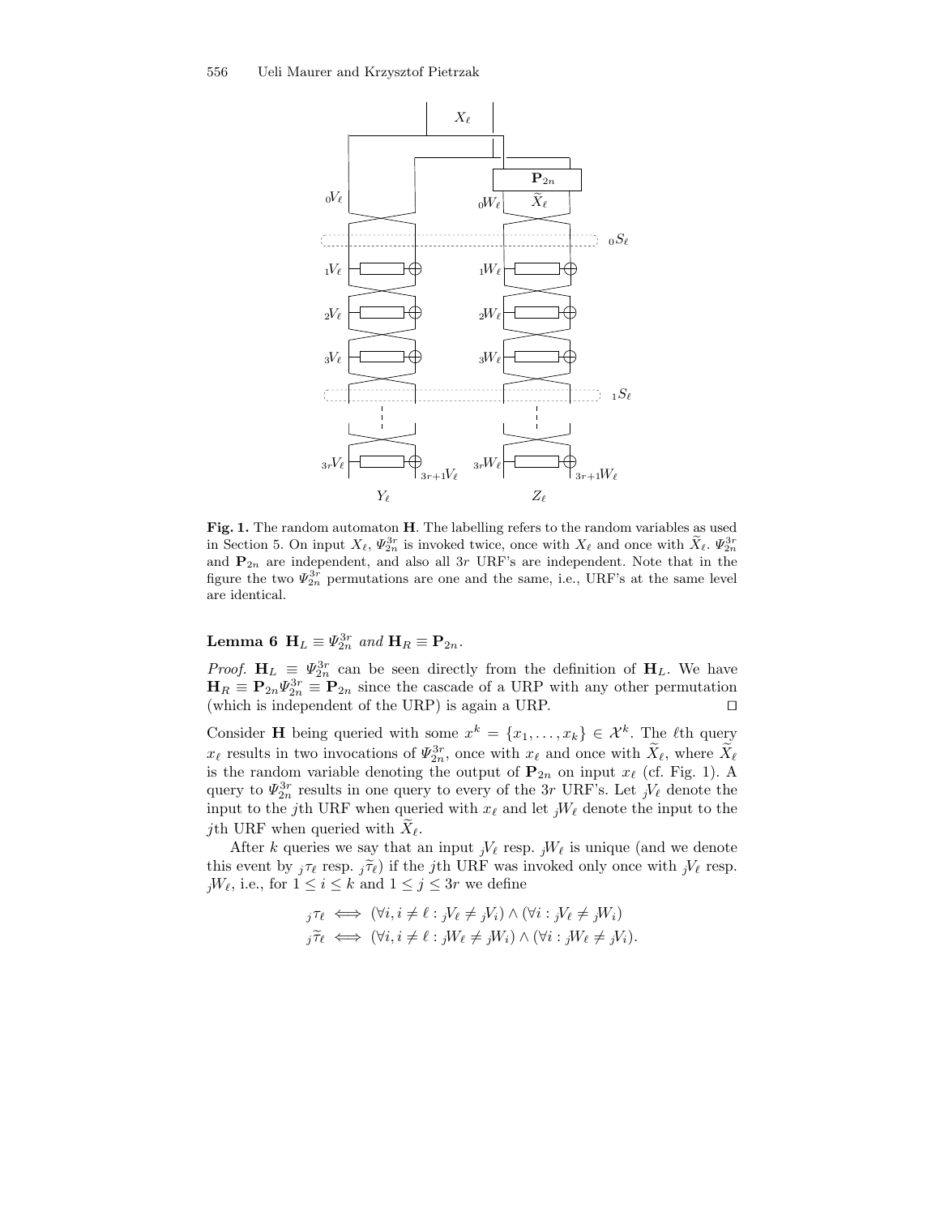**Fig. 1.** The random automaton **H**. The labelling refers to the random variables as used in Section 5. On input $X_\ell$, $\Psi_{2n}^{3r}$ is invoked twice, once with $X_\ell$ and once with $\widetilde{X}_\ell$. $\Psi_{2n}^{3r}$ and $\mathbf{P}_{2n}$ are independent, and also all $3r$ URF's are independent. Note that in the figure the two $\Psi_{2n}^{3r}$ permutations are one and the same, i.e., URF's at the same level are identical.

**Lemma 6** $\mathbf{H}_L \equiv \Psi_{2n}^{3r}$ *and* $\mathbf{H}_R \equiv \mathbf{P}_{2n}$.

*Proof.* $\mathbf{H}_L \equiv \Psi_{2n}^{3r}$ can be seen directly from the definition of $\mathbf{H}_L$. We have $\mathbf{H}_R \equiv \mathbf{P}_{2n}\Psi_{2n}^{3r} \equiv \mathbf{P}_{2n}$ since the cascade of a URP with any other permutation (which is independent of the URP) is again a URP. □

Consider **H** being queried with some $x^k = \{x_1, \ldots, x_k\} \in \mathcal{X}^k$. The $\ell$th query $x_\ell$ results in two invocations of $\Psi_{2n}^{3r}$, once with $x_\ell$ and once with $\widetilde{X}_\ell$, where $\widetilde{X}_\ell$ is the random variable denoting the output of $\mathbf{P}_{2n}$ on input $x_\ell$ (cf. Fig. 1). A query to $\Psi_{2n}^{3r}$ results in one query to every of the $3r$ URF's. Let ${}_jV_\ell$ denote the input to the $j$th URF when queried with $x_\ell$ and let ${}_jW_\ell$ denote the input to the $j$th URF when queried with $\widetilde{X}_\ell$.

After $k$ queries we say that an input ${}_jV_\ell$ resp. ${}_jW_\ell$ is unique (and we denote this event by ${}_j\tau_\ell$ resp. ${}_j\widetilde{\tau}_\ell$) if the $j$th URF was invoked only once with ${}_jV_\ell$ resp. ${}_jW_\ell$, i.e., for $1 \le i \le k$ and $1 \le j \le 3r$ we define

$$
\begin{aligned}
{}_j\tau_\ell &\iff (\forall i, i \neq \ell : {}_jV_\ell \neq {}_jV_i) \wedge (\forall i : {}_jV_\ell \neq {}_jW_i) \\
{}_j\widetilde{\tau}_\ell &\iff (\forall i, i \neq \ell : {}_jW_\ell \neq {}_jW_i) \wedge (\forall i : {}_jW_\ell \neq {}_jV_i).
\end{aligned}
$$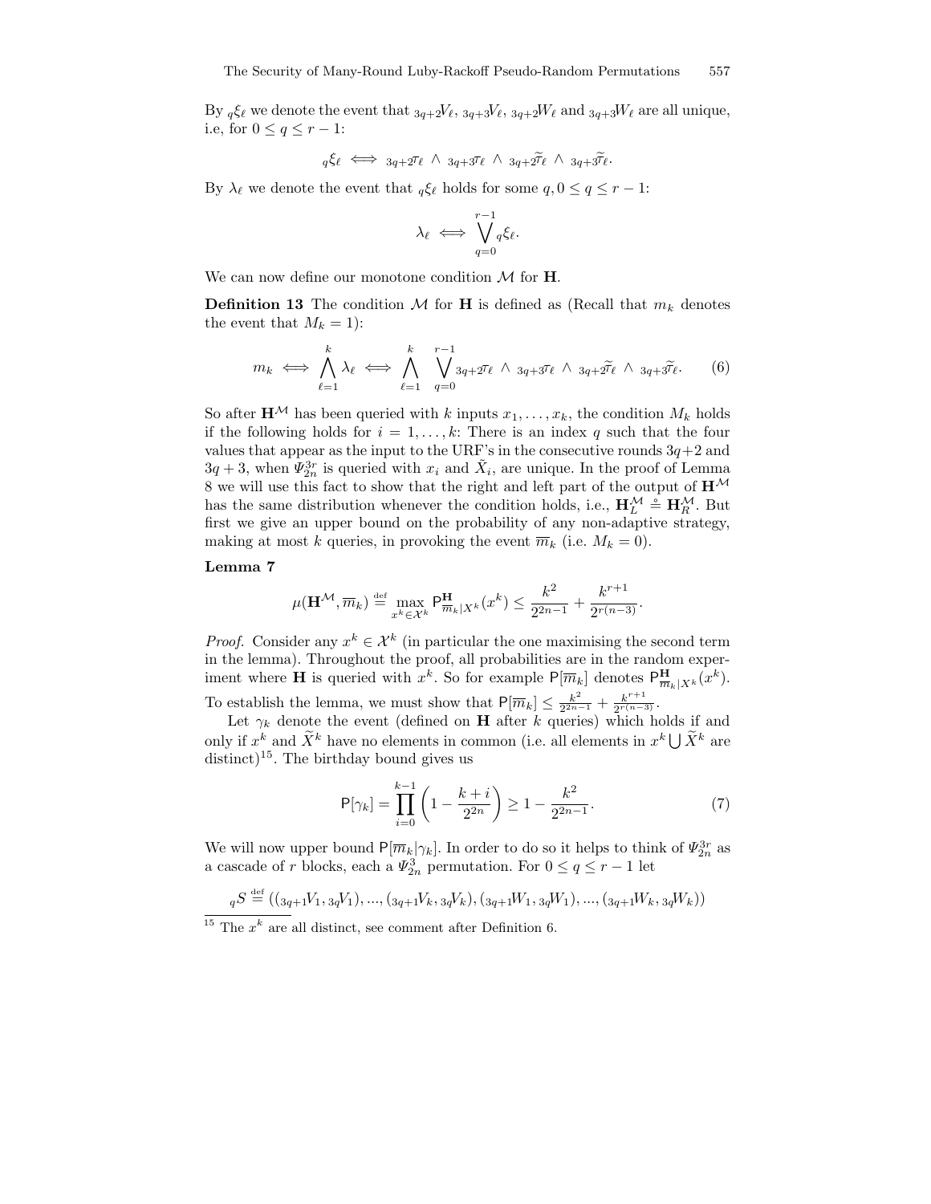By ${}_q\xi_\ell$ we denote the event that ${}_{3q+2}V_\ell$, ${}_{3q+3}V_\ell$, ${}_{3q+2}W_\ell$ and ${}_{3q+3}W_\ell$ are all unique, i.e, for $0 \le q \le r-1$:

$$ {}_q\xi_\ell \iff {}_{3q+2}\tau_\ell \;\wedge\; {}_{3q+3}\tau_\ell \;\wedge\; {}_{3q+2}\widetilde{\tau}_\ell \;\wedge\; {}_{3q+3}\widetilde{\tau}_\ell. $$

By $\lambda_\ell$ we denote the event that ${}_q\xi_\ell$ holds for some $q, 0 \le q \le r-1$:

$$ \lambda_\ell \iff \bigvee_{q=0}^{r-1} {}_q\xi_\ell. $$

We can now define our monotone condition $\mathcal{M}$ for $\mathbf{H}$.

**Definition 13** The condition $\mathcal{M}$ for $\mathbf{H}$ is defined as (Recall that $m_k$ denotes the event that $M_k = 1$):

$$ m_k \iff \bigwedge_{\ell=1}^{k} \lambda_\ell \iff \bigwedge_{\ell=1}^{k} \bigvee_{q=0}^{r-1} {}_{3q+2}\tau_\ell \;\wedge\; {}_{3q+3}\tau_\ell \;\wedge\; {}_{3q+2}\widetilde{\tau}_\ell \;\wedge\; {}_{3q+3}\widetilde{\tau}_\ell. \qquad (6) $$

So after $\mathbf{H}^{\mathcal{M}}$ has been queried with $k$ inputs $x_1, \ldots, x_k$, the condition $M_k$ holds if the following holds for $i = 1, \ldots, k$: There is an index $q$ such that the four values that appear as the input to the URF's in the consecutive rounds $3q+2$ and $3q+3$, when $\Psi_{2n}^{3r}$ is queried with $x_i$ and $\tilde{X}_i$, are unique. In the proof of Lemma 8 we will use this fact to show that the right and left part of the output of $\mathbf{H}^{\mathcal{M}}$ has the same distribution whenever the condition holds, i.e., $\mathbf{H}_L^{\mathcal{M}} \stackrel{\circ}{=} \mathbf{H}_R^{\mathcal{M}}$. But first we give an upper bound on the probability of any non-adaptive strategy, making at most $k$ queries, in provoking the event $\overline{m}_k$ (i.e. $M_k = 0$).

**Lemma 7**

$$ \mu(\mathbf{H}^{\mathcal{M}}, \overline{m}_k) \stackrel{\text{def}}{=} \max_{x^k \in \mathcal{X}^k} \mathsf{P}^{\mathbf{H}}_{\overline{m}_k | X^k}(x^k) \le \frac{k^2}{2^{2n-1}} + \frac{k^{r+1}}{2^{r(n-3)}}. $$

*Proof.* Consider any $x^k \in \mathcal{X}^k$ (in particular the one maximising the second term in the lemma). Throughout the proof, all probabilities are in the random experiment where $\mathbf{H}$ is queried with $x^k$. So for example $\mathsf{P}[\overline{m}_k]$ denotes $\mathsf{P}^{\mathbf{H}}_{\overline{m}_k | X^k}(x^k)$. To establish the lemma, we must show that $\mathsf{P}[\overline{m}_k] \le \frac{k^2}{2^{2n-1}} + \frac{k^{r+1}}{2^{r(n-3)}}$.

Let $\gamma_k$ denote the event (defined on $\mathbf{H}$ after $k$ queries) which holds if and only if $x^k$ and $\widetilde{X}^k$ have no elements in common (i.e. all elements in $x^k \bigcup \widetilde{X}^k$ are distinct)[15]. The birthday bound gives us

$$ \mathsf{P}[\gamma_k] = \prod_{i=0}^{k-1} \left(1 - \frac{k+i}{2^{2n}}\right) \ge 1 - \frac{k^2}{2^{2n-1}}. \qquad (7) $$

We will now upper bound $\mathsf{P}[\overline{m}_k | \gamma_k]$. In order to do so it helps to think of $\Psi_{2n}^{3r}$ as a cascade of $r$ blocks, each a $\Psi_{2n}^{3}$ permutation. For $0 \le q \le r-1$ let

$$ {}_qS \stackrel{\text{def}}{=} (({}_{3q+1}V_1, {}_{3q}V_1), ..., ({}_{3q+1}V_k, {}_{3q}V_k), ({}_{3q+1}W_1, {}_{3q}W_1), ..., ({}_{3q+1}W_k, {}_{3q}W_k)) $$

[15] The $x^k$ are all distinct, see comment after Definition 6.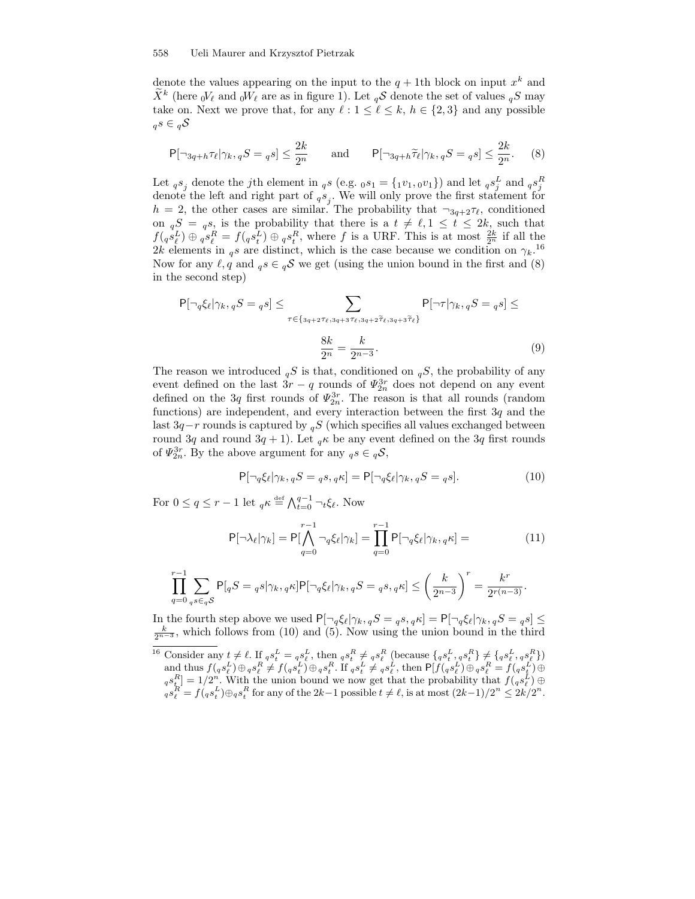denote the values appearing on the input to the $q+1$th block on input $x^k$ and $\widetilde{X}^k$ (here ${}_0V_\ell$ and ${}_0W_\ell$ are as in figure 1). Let ${}_q\mathcal{S}$ denote the set of values ${}_qS$ may take on. Next we prove that, for any $\ell : 1 \leq \ell \leq k$, $h \in \{2,3\}$ and any possible ${}_qs \in {}_q\mathcal{S}$

$$\mathsf{P}[\neg_{3q+h}\tau_\ell | \gamma_k, {}_qS = {}_qs] \leq \frac{2k}{2^n} \qquad \text{and} \qquad \mathsf{P}[\neg_{3q+h}\widetilde{\tau}_\ell | \gamma_k, {}_qS = {}_qs] \leq \frac{2k}{2^n}. \tag{8}$$

Let ${}_qs_j$ denote the $j$th element in ${}_qs$ (e.g. ${}_0s_1 = \{{}_1v_1, {}_0v_1\}$) and let ${}_qs_j^L$ and ${}_qs_j^R$ denote the left and right part of ${}_qs_j$. We will only prove the first statement for $h=2$, the other cases are similar. The probability that $\neg_{3q+2}\tau_\ell$, conditioned on ${}_qS = {}_qs$, is the probability that there is a $t \neq \ell, 1 \leq t \leq 2k$, such that $f({}_qs_\ell^L) \oplus {}_qs_\ell^R = f({}_qs_t^L) \oplus {}_qs_t^R$, where $f$ is a URF. This is at most $\frac{2k}{2^n}$ if all the $2k$ elements in ${}_qs$ are distinct, which is the case because we condition on $\gamma_k$.[16] Now for any $\ell, q$ and ${}_qs \in {}_q\mathcal{S}$ we get (using the union bound in the first and (8) in the second step)

$$\mathsf{P}[\neg_q\xi_\ell | \gamma_k, {}_qS = {}_qs] \leq \sum_{\tau \in \{{}_{3q+2}\tau_\ell, {}_{3q+3}\tau_\ell, {}_{3q+2}\widetilde{\tau}_\ell, {}_{3q+3}\widetilde{\tau}_\ell\}} \mathsf{P}[\neg\tau | \gamma_k, {}_qS = {}_qs] \leq$$

$$\frac{8k}{2^n} = \frac{k}{2^{n-3}}. \tag{9}$$

The reason we introduced ${}_qS$ is that, conditioned on ${}_qS$, the probability of any event defined on the last $3r - q$ rounds of $\Psi_{2n}^{3r}$ does not depend on any event defined on the $3q$ first rounds of $\Psi_{2n}^{3r}$. The reason is that all rounds (random functions) are independent, and every interaction between the first $3q$ and the last $3q-r$ rounds is captured by ${}_qS$ (which specifies all values exchanged between round $3q$ and round $3q+1$). Let ${}_q\kappa$ be any event defined on the $3q$ first rounds of $\Psi_{2n}^{3r}$. By the above argument for any ${}_qs \in {}_q\mathcal{S}$,

$$\mathsf{P}[\neg_q\xi_\ell | \gamma_k, {}_qS = {}_qs, {}_q\kappa] = \mathsf{P}[\neg_q\xi_\ell | \gamma_k, {}_qS = {}_qs]. \tag{10}$$

For $0 \leq q \leq r-1$ let ${}_q\kappa \stackrel{\text{def}}{=} \bigwedge_{t=0}^{q-1} \neg_t\xi_\ell$. Now

$$\mathsf{P}[\neg\lambda_\ell | \gamma_k] = \mathsf{P}[\bigwedge_{q=0}^{r-1} \neg_q\xi_\ell | \gamma_k] = \prod_{q=0}^{r-1} \mathsf{P}[\neg_q\xi_\ell | \gamma_k, {}_q\kappa] = \tag{11}$$

$$\prod_{q=0}^{r-1} \sum_{{}_qs \in {}_q\mathcal{S}} \mathsf{P}[{}_qS = {}_qs | \gamma_k, {}_q\kappa] \mathsf{P}[\neg_q\xi_\ell | \gamma_k, {}_qS = {}_qs, {}_q\kappa] \leq \left(\frac{k}{2^{n-3}}\right)^r = \frac{k^r}{2^{r(n-3)}}.$$

In the fourth step above we used $\mathsf{P}[\neg_q\xi_\ell | \gamma_k, {}_qS = {}_qs, {}_q\kappa] = \mathsf{P}[\neg_q\xi_\ell | \gamma_k, {}_qS = {}_qs] \leq \frac{k}{2^{n-3}}$, which follows from (10) and (5). Now using the union bound in the third

[16] Consider any $t \neq \ell$. If ${}_qs_t^L = {}_qs_\ell^L$, then ${}_qs_t^R \neq {}_qs_\ell^R$ (because $\{{}_qs_t^L, {}_qs_t^R\} \neq \{{}_qs_\ell^L, {}_qs_\ell^R\}$) and thus $f({}_qs_\ell^L) \oplus {}_qs_\ell^R \neq f({}_qs_t^L) \oplus {}_qs_t^R$. If ${}_qs_t^L \neq {}_qs_\ell^L$, then $\mathsf{P}[f({}_qs_\ell^L) \oplus {}_qs_\ell^R = f({}_qs_t^L) \oplus {}_qs_t^R] = 1/2^n$. With the union bound we now get that the probability that $f({}_qs_\ell^L) \oplus {}_qs_\ell^R = f({}_qs_t^L) \oplus {}_qs_t^R$ for any of the $2k-1$ possible $t \neq \ell$, is at most $(2k-1)/2^n \leq 2k/2^n$.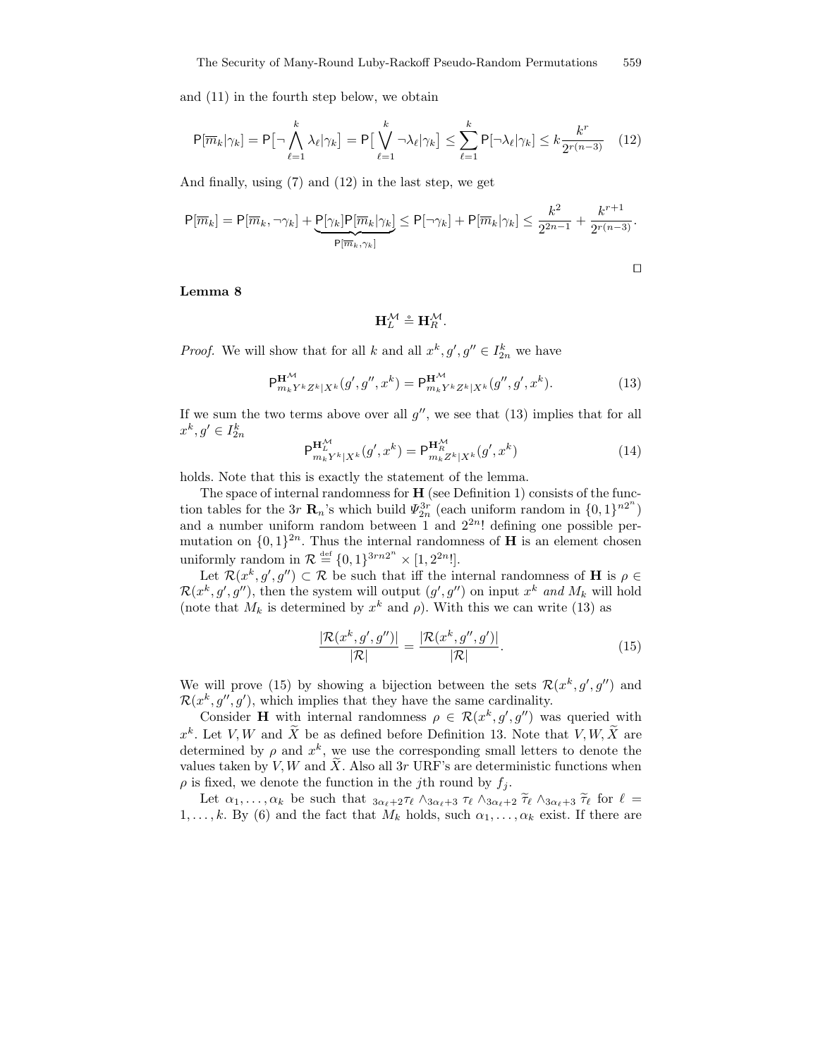and (11) in the fourth step below, we obtain

$$\mathsf{P}[\overline{m}_k|\gamma_k] = \mathsf{P}\big[\neg \bigwedge_{\ell=1}^{k} \lambda_\ell|\gamma_k\big] = \mathsf{P}\big[\bigvee_{\ell=1}^{k} \neg\lambda_\ell|\gamma_k\big] \leq \sum_{\ell=1}^{k} \mathsf{P}[\neg\lambda_\ell|\gamma_k] \leq k\frac{k^r}{2^{r(n-3)}} \quad (12)$$

And finally, using (7) and (12) in the last step, we get

$$\mathsf{P}[\overline{m}_k] = \mathsf{P}[\overline{m}_k, \neg\gamma_k] + \underbrace{\mathsf{P}[\gamma_k]\mathsf{P}[\overline{m}_k|\gamma_k]}_{\mathsf{P}[\overline{m}_k,\gamma_k]} \leq \mathsf{P}[\neg\gamma_k] + \mathsf{P}[\overline{m}_k|\gamma_k] \leq \frac{k^2}{2^{2n-1}} + \frac{k^{r+1}}{2^{r(n-3)}}.$$

□

**Lemma 8**

$$\mathbf{H}_L^{\mathcal{M}} \overset{\circ}{=} \mathbf{H}_R^{\mathcal{M}}.$$

*Proof.* We will show that for all $k$ and all $x^k, g', g'' \in I_{2n}^k$ we have

$$\mathsf{P}^{\mathbf{H}^{\mathcal{M}}}_{m_k Y^k Z^k|X^k}(g', g'', x^k) = \mathsf{P}^{\mathbf{H}^{\mathcal{M}}}_{m_k Y^k Z^k|X^k}(g'', g', x^k). \quad (13)$$

If we sum the two terms above over all $g''$, we see that (13) implies that for all $x^k, g' \in I_{2n}^k$

$$\mathsf{P}^{\mathbf{H}_L^{\mathcal{M}}}_{m_k Y^k|X^k}(g', x^k) = \mathsf{P}^{\mathbf{H}_R^{\mathcal{M}}}_{m_k Z^k|X^k}(g', x^k) \quad (14)$$

holds. Note that this is exactly the statement of the lemma.

The space of internal randomness for $\mathbf{H}$ (see Definition 1) consists of the function tables for the $3r$ $\mathbf{R}_n$'s which build $\Psi_{2n}^{3r}$ (each uniform random in $\{0,1\}^{n2^n}$) and a number uniform random between 1 and $2^{2n}!$ defining one possible permutation on $\{0,1\}^{2n}$. Thus the internal randomness of $\mathbf{H}$ is an element chosen uniformly random in $\mathcal{R} \overset{\text{def}}{=} \{0,1\}^{3rn2^n} \times [1, 2^{2n}!]$.

Let $\mathcal{R}(x^k, g', g'') \subset \mathcal{R}$ be such that iff the internal randomness of $\mathbf{H}$ is $\rho \in \mathcal{R}(x^k, g', g'')$, then the system will output $(g', g'')$ on input $x^k$ *and* $M_k$ will hold (note that $M_k$ is determined by $x^k$ and $\rho$). With this we can write (13) as

$$\frac{|\mathcal{R}(x^k, g', g'')|}{|\mathcal{R}|} = \frac{|\mathcal{R}(x^k, g'', g')|}{|\mathcal{R}|}. \quad (15)$$

We will prove (15) by showing a bijection between the sets $\mathcal{R}(x^k, g', g'')$ and $\mathcal{R}(x^k, g'', g')$, which implies that they have the same cardinality.

Consider $\mathbf{H}$ with internal randomness $\rho \in \mathcal{R}(x^k, g', g'')$ was queried with $x^k$. Let $V, W$ and $\widetilde{X}$ be as defined before Definition 13. Note that $V, W, \widetilde{X}$ are determined by $\rho$ and $x^k$, we use the corresponding small letters to denote the values taken by $V, W$ and $\widetilde{X}$. Also all $3r$ URF's are deterministic functions when $\rho$ is fixed, we denote the function in the $j$th round by $f_j$.

Let $\alpha_1, \ldots, \alpha_k$ be such that ${}_{3\alpha_\ell+2}\tau_\ell \wedge {}_{3\alpha_\ell+3}\,\tau_\ell \wedge {}_{3\alpha_\ell+2}\,\widetilde{\tau}_\ell \wedge {}_{3\alpha_\ell+3}\,\widetilde{\tau}_\ell$ for $\ell = 1, \ldots, k$. By (6) and the fact that $M_k$ holds, such $\alpha_1, \ldots, \alpha_k$ exist. If there are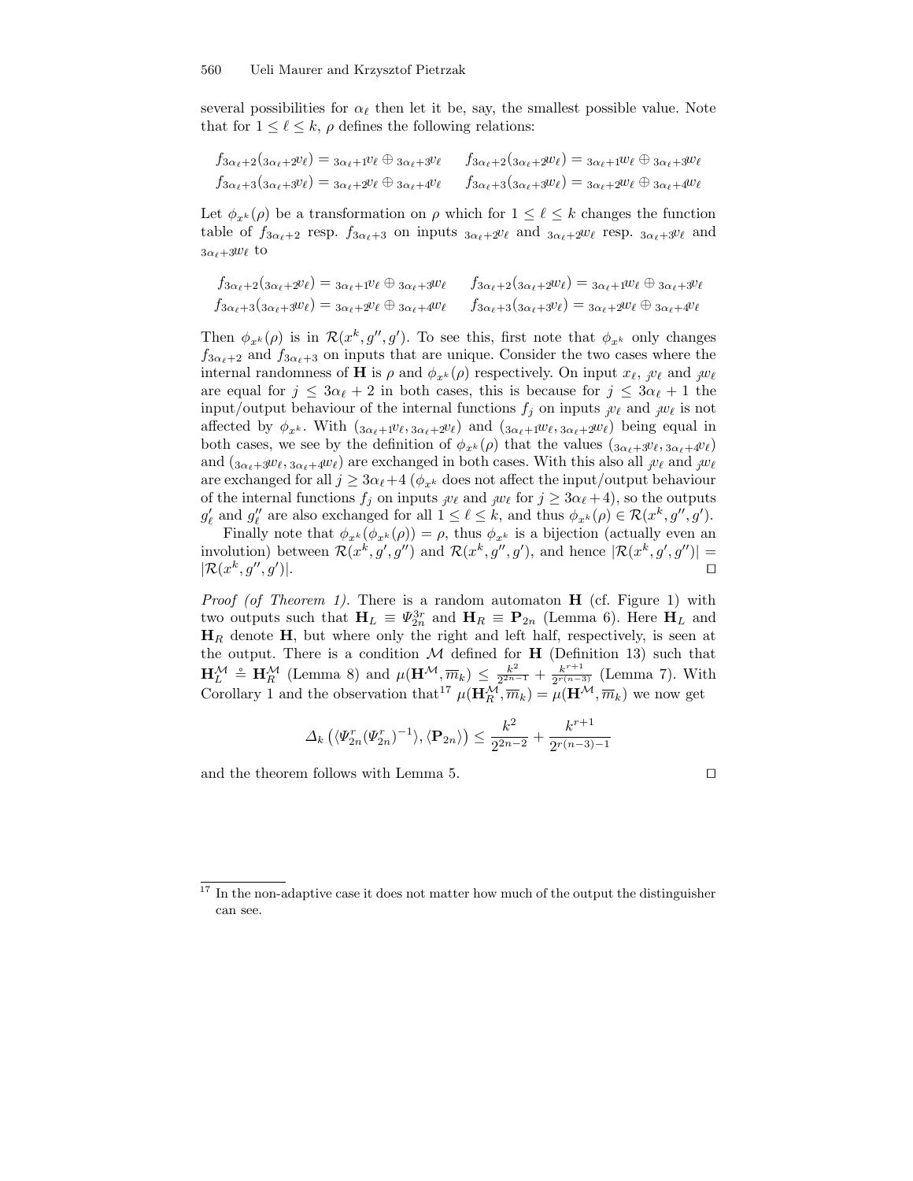several possibilities for $\alpha_\ell$ then let it be, say, the smallest possible value. Note that for $1 \leq \ell \leq k$, $\rho$ defines the following relations:

$$f_{3\alpha_\ell+2}({}_{3\alpha_\ell+2}v_\ell) = {}_{3\alpha_\ell+1}v_\ell \oplus {}_{3\alpha_\ell+3}v_\ell \qquad f_{3\alpha_\ell+2}({}_{3\alpha_\ell+2}w_\ell) = {}_{3\alpha_\ell+1}w_\ell \oplus {}_{3\alpha_\ell+3}w_\ell$$
$$f_{3\alpha_\ell+3}({}_{3\alpha_\ell+3}v_\ell) = {}_{3\alpha_\ell+2}v_\ell \oplus {}_{3\alpha_\ell+4}v_\ell \qquad f_{3\alpha_\ell+3}({}_{3\alpha_\ell+3}w_\ell) = {}_{3\alpha_\ell+2}w_\ell \oplus {}_{3\alpha_\ell+4}w_\ell$$

Let $\phi_{x^k}(\rho)$ be a transformation on $\rho$ which for $1 \leq \ell \leq k$ changes the function table of $f_{3\alpha_\ell+2}$ resp. $f_{3\alpha_\ell+3}$ on inputs ${}_{3\alpha_\ell+2}v_\ell$ and ${}_{3\alpha_\ell+2}w_\ell$ resp. ${}_{3\alpha_\ell+3}v_\ell$ and ${}_{3\alpha_\ell+3}w_\ell$ to

$$f_{3\alpha_\ell+2}({}_{3\alpha_\ell+2}v_\ell) = {}_{3\alpha_\ell+1}v_\ell \oplus {}_{3\alpha_\ell+3}w_\ell \qquad f_{3\alpha_\ell+2}({}_{3\alpha_\ell+2}w_\ell) = {}_{3\alpha_\ell+1}w_\ell \oplus {}_{3\alpha_\ell+3}v_\ell$$
$$f_{3\alpha_\ell+3}({}_{3\alpha_\ell+3}w_\ell) = {}_{3\alpha_\ell+2}v_\ell \oplus {}_{3\alpha_\ell+4}w_\ell \qquad f_{3\alpha_\ell+3}({}_{3\alpha_\ell+3}v_\ell) = {}_{3\alpha_\ell+2}w_\ell \oplus {}_{3\alpha_\ell+4}v_\ell$$

Then $\phi_{x^k}(\rho)$ is in $\mathcal{R}(x^k, g'', g')$. To see this, first note that $\phi_{x^k}$ only changes $f_{3\alpha_\ell+2}$ and $f_{3\alpha_\ell+3}$ on inputs that are unique. Consider the two cases where the internal randomness of $\mathbf{H}$ is $\rho$ and $\phi_{x^k}(\rho)$ respectively. On input $x_\ell$, ${}_jv_\ell$ and ${}_jw_\ell$ are equal for $j \leq 3\alpha_\ell + 2$ in both cases, this is because for $j \leq 3\alpha_\ell + 1$ the input/output behaviour of the internal functions $f_j$ on inputs ${}_jv_\ell$ and ${}_jw_\ell$ is not affected by $\phi_{x^k}$. With $({}_{3\alpha_\ell+1}v_\ell, {}_{3\alpha_\ell+2}v_\ell)$ and $({}_{3\alpha_\ell+1}w_\ell, {}_{3\alpha_\ell+2}w_\ell)$ being equal in both cases, we see by the definition of $\phi_{x^k}(\rho)$ that the values $({}_{3\alpha_\ell+3}v_\ell, {}_{3\alpha_\ell+4}v_\ell)$ and $({}_{3\alpha_\ell+3}w_\ell, {}_{3\alpha_\ell+4}w_\ell)$ are exchanged in both cases. With this also all ${}_jv_\ell$ and ${}_jw_\ell$ are exchanged for all $j \geq 3\alpha_\ell+4$ ($\phi_{x^k}$ does not affect the input/output behaviour of the internal functions $f_j$ on inputs ${}_jv_\ell$ and ${}_jw_\ell$ for $j \geq 3\alpha_\ell+4$), so the outputs $g'_\ell$ and $g''_\ell$ are also exchanged for all $1 \leq \ell \leq k$, and thus $\phi_{x^k}(\rho) \in \mathcal{R}(x^k, g'', g')$.

Finally note that $\phi_{x^k}(\phi_{x^k}(\rho)) = \rho$, thus $\phi_{x^k}$ is a bijection (actually even an involution) between $\mathcal{R}(x^k, g', g'')$ and $\mathcal{R}(x^k, g'', g')$, and hence $|\mathcal{R}(x^k, g', g'')| = |\mathcal{R}(x^k, g'', g')|$. □

*Proof (of Theorem 1).* There is a random automaton $\mathbf{H}$ (cf. Figure 1) with two outputs such that $\mathbf{H}_L \equiv \Psi_{2n}^{3r}$ and $\mathbf{H}_R \equiv \mathbf{P}_{2n}$ (Lemma 6). Here $\mathbf{H}_L$ and $\mathbf{H}_R$ denote $\mathbf{H}$, but where only the right and left half, respectively, is seen at the output. There is a condition $\mathcal{M}$ defined for $\mathbf{H}$ (Definition 13) such that $\mathbf{H}_L^{\mathcal{M}} \overset{\circ}{=} \mathbf{H}_R^{\mathcal{M}}$ (Lemma 8) and $\mu(\mathbf{H}^{\mathcal{M}}, \overline{m}_k) \leq \frac{k^2}{2^{2n-1}} + \frac{k^{r+1}}{2^{r(n-3)}}$ (Lemma 7). With Corollary 1 and the observation that[17] $\mu(\mathbf{H}_R^{\mathcal{M}}, \overline{m}_k) = \mu(\mathbf{H}^{\mathcal{M}}, \overline{m}_k)$ we now get

$$\Delta_k\left(\langle \Psi_{2n}^r (\Psi_{2n}^r)^{-1} \rangle, \langle \mathbf{P}_{2n} \rangle\right) \leq \frac{k^2}{2^{2n-2}} + \frac{k^{r+1}}{2^{r(n-3)-1}}$$

and the theorem follows with Lemma 5. □

[17] In the non-adaptive case it does not matter how much of the output the distinguisher can see.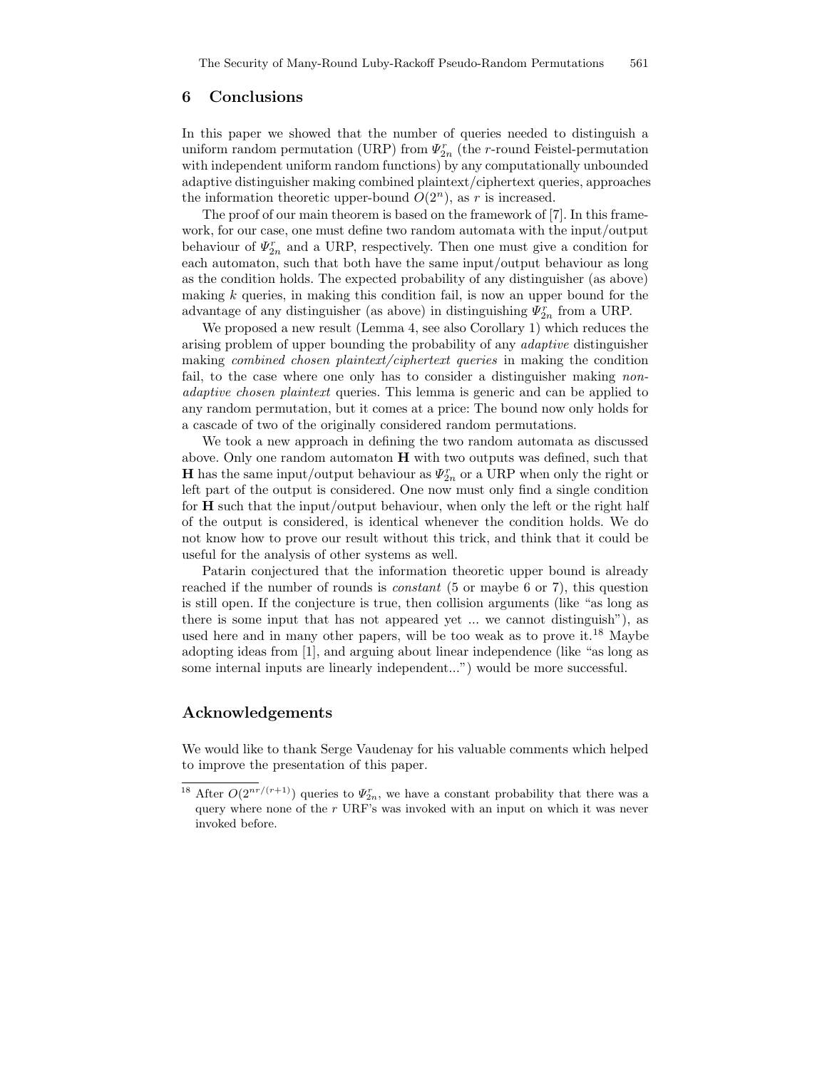## 6 Conclusions

In this paper we showed that the number of queries needed to distinguish a uniform random permutation (URP) from $\Psi_{2n}^r$ (the $r$-round Feistel-permutation with independent uniform random functions) by any computationally unbounded adaptive distinguisher making combined plaintext/ciphertext queries, approaches the information theoretic upper-bound $O(2^n)$, as $r$ is increased.

The proof of our main theorem is based on the framework of [7]. In this framework, for our case, one must define two random automata with the input/output behaviour of $\Psi_{2n}^r$ and a URP, respectively. Then one must give a condition for each automaton, such that both have the same input/output behaviour as long as the condition holds. The expected probability of any distinguisher (as above) making $k$ queries, in making this condition fail, is now an upper bound for the advantage of any distinguisher (as above) in distinguishing $\Psi_{2n}^r$ from a URP.

We proposed a new result (Lemma 4, see also Corollary 1) which reduces the arising problem of upper bounding the probability of any *adaptive* distinguisher making *combined chosen plaintext/ciphertext queries* in making the condition fail, to the case where one only has to consider a distinguisher making *non-adaptive chosen plaintext* queries. This lemma is generic and can be applied to any random permutation, but it comes at a price: The bound now only holds for a cascade of two of the originally considered random permutations.

We took a new approach in defining the two random automata as discussed above. Only one random automaton $\mathbf{H}$ with two outputs was defined, such that $\mathbf{H}$ has the same input/output behaviour as $\Psi_{2n}^r$ or a URP when only the right or left part of the output is considered. One now must only find a single condition for $\mathbf{H}$ such that the input/output behaviour, when only the left or the right half of the output is considered, is identical whenever the condition holds. We do not know how to prove our result without this trick, and think that it could be useful for the analysis of other systems as well.

Patarin conjectured that the information theoretic upper bound is already reached if the number of rounds is *constant* (5 or maybe 6 or 7), this question is still open. If the conjecture is true, then collision arguments (like "as long as there is some input that has not appeared yet ... we cannot distinguish"), as used here and in many other papers, will be too weak as to prove it.[18] Maybe adopting ideas from [1], and arguing about linear independence (like "as long as some internal inputs are linearly independent...") would be more successful.

## Acknowledgements

We would like to thank Serge Vaudenay for his valuable comments which helped to improve the presentation of this paper.

[18] After $O(2^{nr/(r+1)})$ queries to $\Psi_{2n}^r$, we have a constant probability that there was a query where none of the $r$ URF's was invoked with an input on which it was never invoked before.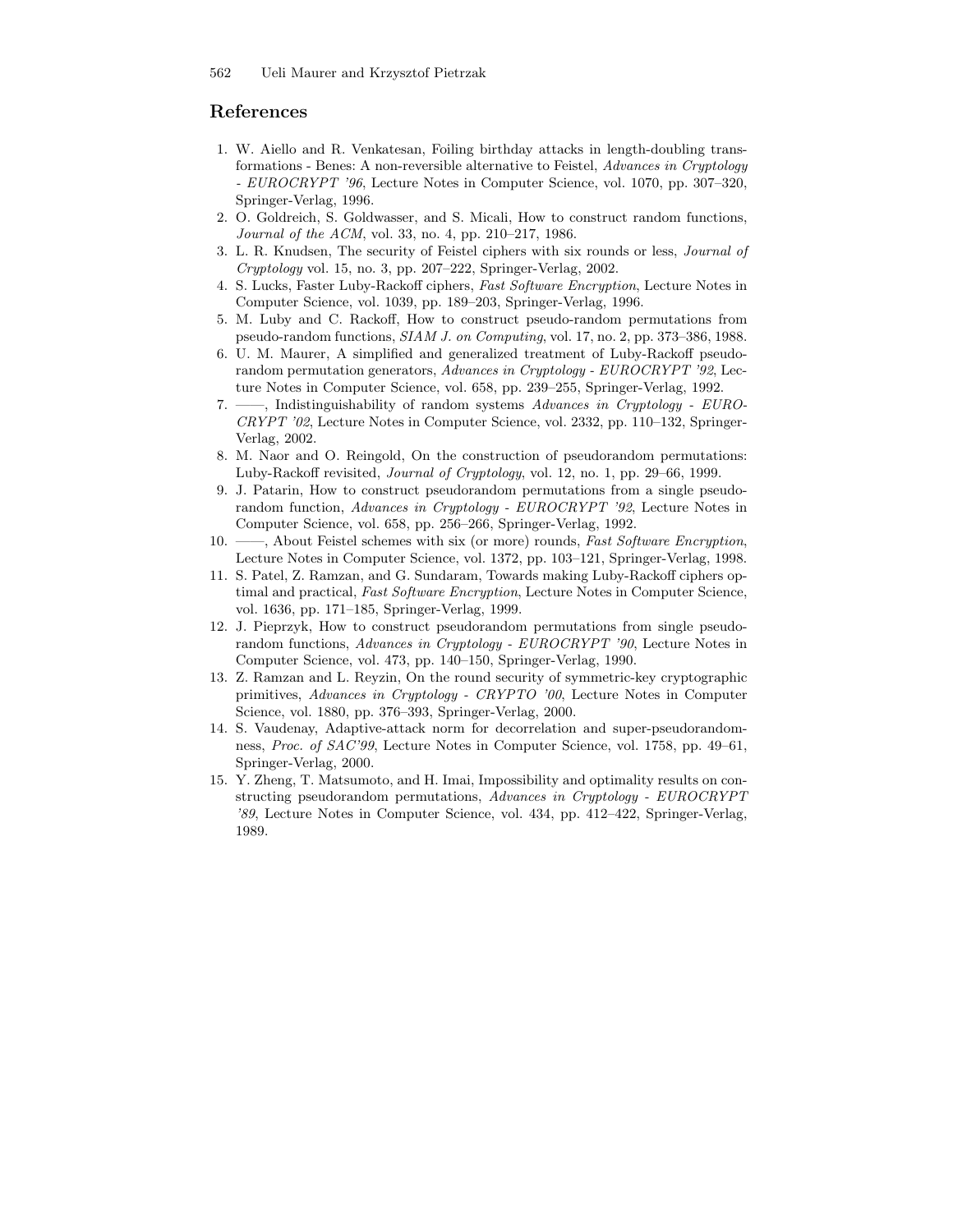## References

1. W. Aiello and R. Venkatesan, Foiling birthday attacks in length-doubling transformations - Benes: A non-reversible alternative to Feistel, *Advances in Cryptology - EUROCRYPT '96*, Lecture Notes in Computer Science, vol. 1070, pp. 307–320, Springer-Verlag, 1996.
2. O. Goldreich, S. Goldwasser, and S. Micali, How to construct random functions, *Journal of the ACM*, vol. 33, no. 4, pp. 210–217, 1986.
3. L. R. Knudsen, The security of Feistel ciphers with six rounds or less, *Journal of Cryptology* vol. 15, no. 3, pp. 207–222, Springer-Verlag, 2002.
4. S. Lucks, Faster Luby-Rackoff ciphers, *Fast Software Encryption*, Lecture Notes in Computer Science, vol. 1039, pp. 189–203, Springer-Verlag, 1996.
5. M. Luby and C. Rackoff, How to construct pseudo-random permutations from pseudo-random functions, *SIAM J. on Computing*, vol. 17, no. 2, pp. 373–386, 1988.
6. U. M. Maurer, A simplified and generalized treatment of Luby-Rackoff pseudorandom permutation generators, *Advances in Cryptology - EUROCRYPT '92*, Lecture Notes in Computer Science, vol. 658, pp. 239–255, Springer-Verlag, 1992.
7. ——, Indistinguishability of random systems *Advances in Cryptology - EUROCRYPT '02*, Lecture Notes in Computer Science, vol. 2332, pp. 110–132, Springer-Verlag, 2002.
8. M. Naor and O. Reingold, On the construction of pseudorandom permutations: Luby-Rackoff revisited, *Journal of Cryptology*, vol. 12, no. 1, pp. 29–66, 1999.
9. J. Patarin, How to construct pseudorandom permutations from a single pseudorandom function, *Advances in Cryptology - EUROCRYPT '92*, Lecture Notes in Computer Science, vol. 658, pp. 256–266, Springer-Verlag, 1992.
10. ——, About Feistel schemes with six (or more) rounds, *Fast Software Encryption*, Lecture Notes in Computer Science, vol. 1372, pp. 103–121, Springer-Verlag, 1998.
11. S. Patel, Z. Ramzan, and G. Sundaram, Towards making Luby-Rackoff ciphers optimal and practical, *Fast Software Encryption*, Lecture Notes in Computer Science, vol. 1636, pp. 171–185, Springer-Verlag, 1999.
12. J. Pieprzyk, How to construct pseudorandom permutations from single pseudorandom functions, *Advances in Cryptology - EUROCRYPT '90*, Lecture Notes in Computer Science, vol. 473, pp. 140–150, Springer-Verlag, 1990.
13. Z. Ramzan and L. Reyzin, On the round security of symmetric-key cryptographic primitives, *Advances in Cryptology - CRYPTO '00*, Lecture Notes in Computer Science, vol. 1880, pp. 376–393, Springer-Verlag, 2000.
14. S. Vaudenay, Adaptive-attack norm for decorrelation and super-pseudorandomness, *Proc. of SAC'99*, Lecture Notes in Computer Science, vol. 1758, pp. 49–61, Springer-Verlag, 2000.
15. Y. Zheng, T. Matsumoto, and H. Imai, Impossibility and optimality results on constructing pseudorandom permutations, *Advances in Cryptology - EUROCRYPT '89*, Lecture Notes in Computer Science, vol. 434, pp. 412–422, Springer-Verlag, 1989.